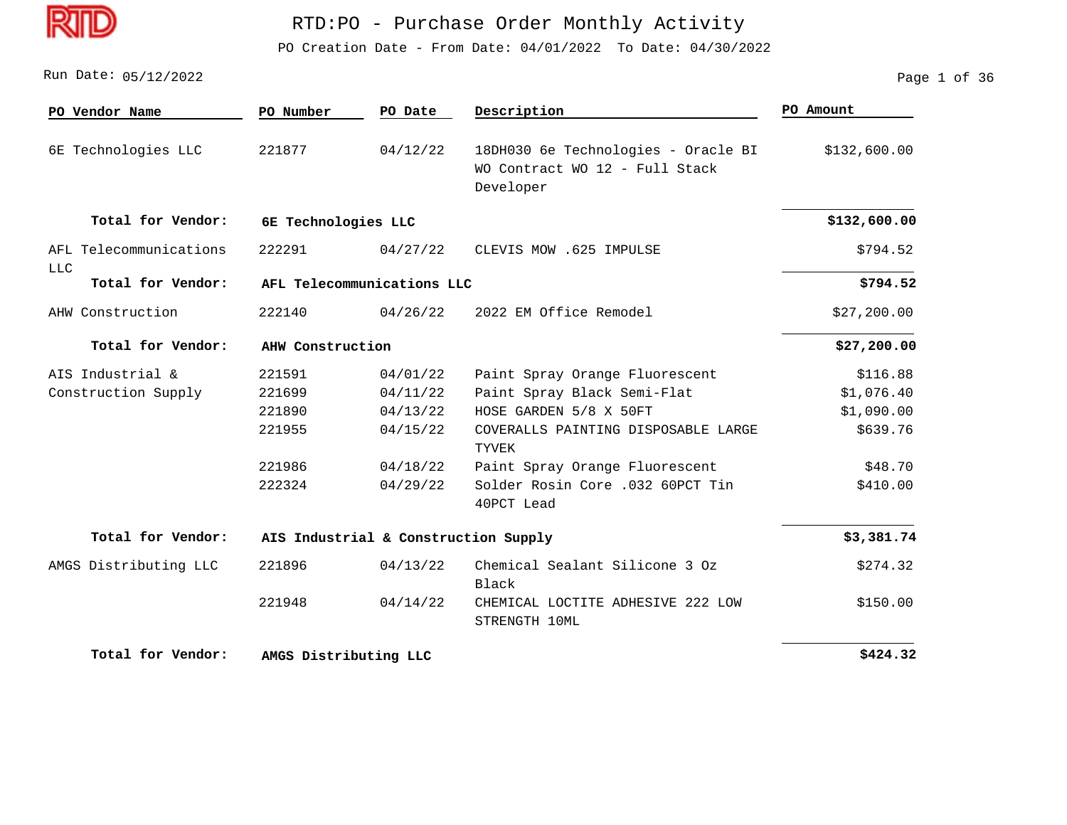# RTD:PO - Purchase Order Monthly Activity

PO Creation Date - From Date: 04/01/2022 To Date: 04/30/2022

Run Date: 05/12/2022

| PO Vendor Name | PO Number | PO Date | Description | PO Amount |
|---|---|---|---|---|
| 6E Technologies LLC | 221877 | 04/12/22 | 18DH030 6e Technologies - Oracle BI WO Contract WO 12 - Full Stack Developer | $132,600.00 |
| **Total for Vendor:** | **6E Technologies LLC** | | | **$132,600.00** |
| AFL Telecommunications LLC | 222291 | 04/27/22 | CLEVIS MOW .625 IMPULSE | $794.52 |
| **Total for Vendor:** | **AFL Telecommunications LLC** | | | **$794.52** |
| AHW Construction | 222140 | 04/26/22 | 2022 EM Office Remodel | $27,200.00 |
| **Total for Vendor:** | **AHW Construction** | | | **$27,200.00** |
| AIS Industrial & Construction Supply | 221591 | 04/01/22 | Paint Spray Orange Fluorescent | $116.88 |
| | 221699 | 04/11/22 | Paint Spray Black Semi-Flat | $1,076.40 |
| | 221890 | 04/13/22 | HOSE GARDEN 5/8 X 50FT | $1,090.00 |
| | 221955 | 04/15/22 | COVERALLS PAINTING DISPOSABLE LARGE TYVEK | $639.76 |
| | 221986 | 04/18/22 | Paint Spray Orange Fluorescent | $48.70 |
| | 222324 | 04/29/22 | Solder Rosin Core .032 60PCT Tin 40PCT Lead | $410.00 |
| **Total for Vendor:** | **AIS Industrial & Construction Supply** | | | **$3,381.74** |
| AMGS Distributing LLC | 221896 | 04/13/22 | Chemical Sealant Silicone 3 Oz Black | $274.32 |
| | 221948 | 04/14/22 | CHEMICAL LOCTITE ADHESIVE 222 LOW STRENGTH 10ML | $150.00 |
| **Total for Vendor:** | **AMGS Distributing LLC** | | | **$424.32** |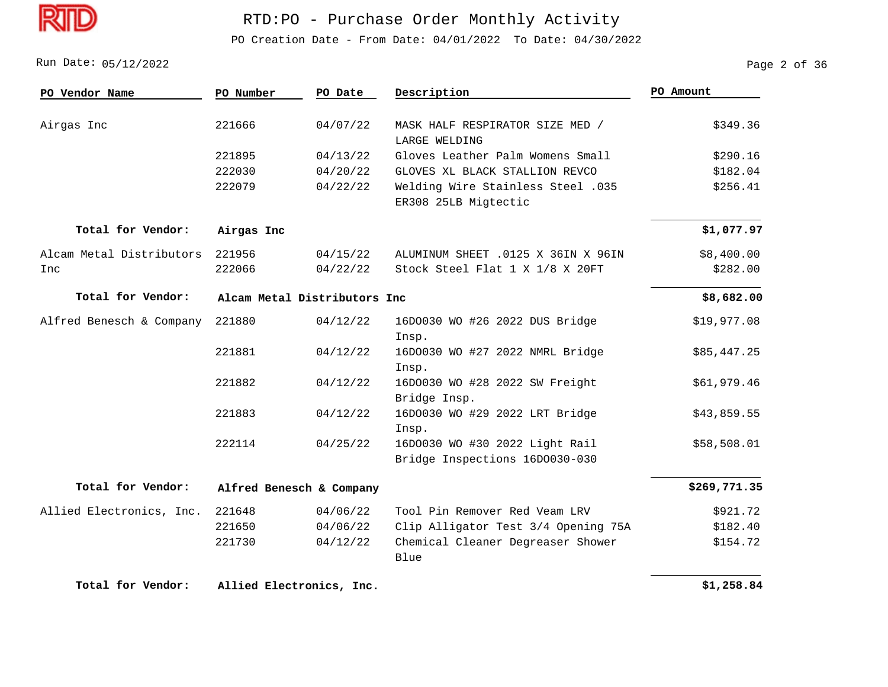# RTD:PO - Purchase Order Monthly Activity

PO Creation Date - From Date: 04/01/2022 To Date: 04/30/2022

Run Date: 05/12/2022

| PO Vendor Name | PO Number | PO Date | Description | PO Amount |
|---|---|---|---|---|
| Airgas Inc | 221666 | 04/07/22 | MASK HALF RESPIRATOR SIZE MED / LARGE WELDING | $349.36 |
| | 221895 | 04/13/22 | Gloves Leather Palm Womens Small | $290.16 |
| | 222030 | 04/20/22 | GLOVES XL BLACK STALLION REVCO | $182.04 |
| | 222079 | 04/22/22 | Welding Wire Stainless Steel .035 ER308 25LB Migtectic | $256.41 |
| **Total for Vendor:** | **Airgas Inc** | | | **$1,077.97** |
| Alcam Metal Distributors Inc | 221956 | 04/15/22 | ALUMINUM SHEET .0125 X 36IN X 96IN | $8,400.00 |
| | 222066 | 04/22/22 | Stock Steel Flat 1 X 1/8 X 20FT | $282.00 |
| **Total for Vendor:** | **Alcam Metal Distributors Inc** | | | **$8,682.00** |
| Alfred Benesch & Company | 221880 | 04/12/22 | 16DO030 WO #26 2022 DUS Bridge Insp. | $19,977.08 |
| | 221881 | 04/12/22 | 16DO030 WO #27 2022 NMRL Bridge Insp. | $85,447.25 |
| | 221882 | 04/12/22 | 16DO030 WO #28 2022 SW Freight Bridge Insp. | $61,979.46 |
| | 221883 | 04/12/22 | 16DO030 WO #29 2022 LRT Bridge Insp. | $43,859.55 |
| | 222114 | 04/25/22 | 16DO030 WO #30 2022 Light Rail Bridge Inspections 16DO030-030 | $58,508.01 |
| **Total for Vendor:** | **Alfred Benesch & Company** | | | **$269,771.35** |
| Allied Electronics, Inc. | 221648 | 04/06/22 | Tool Pin Remover Red Veam LRV | $921.72 |
| | 221650 | 04/06/22 | Clip Alligator Test 3/4 Opening 75A | $182.40 |
| | 221730 | 04/12/22 | Chemical Cleaner Degreaser Shower Blue | $154.72 |
| **Total for Vendor:** | **Allied Electronics, Inc.** | | | **$1,258.84** |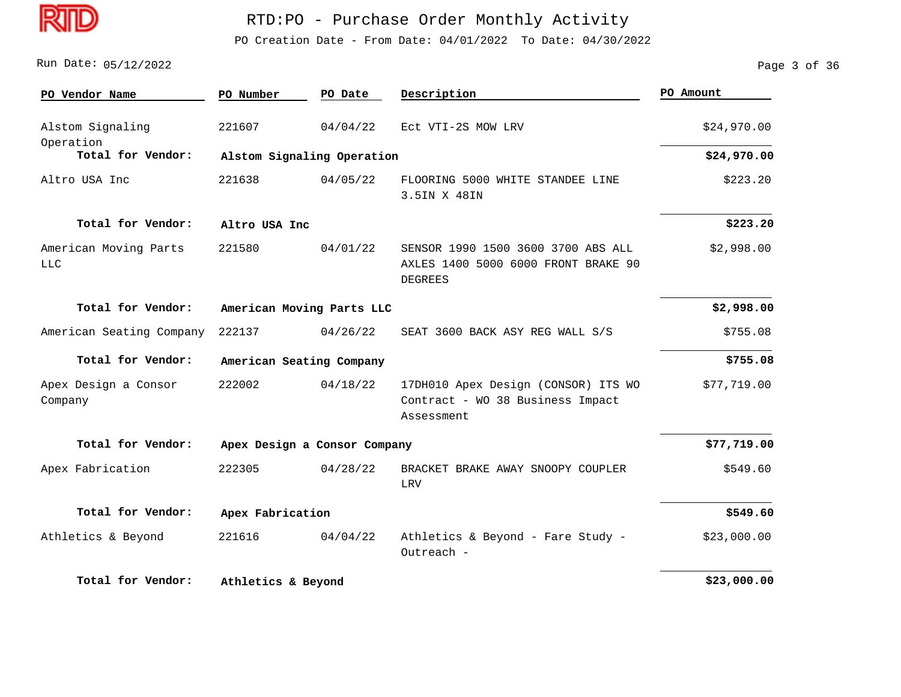# RTD:PO - Purchase Order Monthly Activity

PO Creation Date - From Date: 04/01/2022 To Date: 04/30/2022

Run Date: 05/12/2022

| PO Vendor Name | PO Number | PO Date | Description | PO Amount |
|---|---|---|---|---|
| Alstom Signaling Operation | 221607 | 04/04/22 | Ect VTI-2S MOW LRV | $24,970.00 |
| **Total for Vendor:** | **Alstom Signaling Operation** | | | **$24,970.00** |
| Altro USA Inc | 221638 | 04/05/22 | FLOORING 5000 WHITE STANDEE LINE 3.5IN X 48IN | $223.20 |
| **Total for Vendor:** | **Altro USA Inc** | | | **$223.20** |
| American Moving Parts LLC | 221580 | 04/01/22 | SENSOR 1990 1500 3600 3700 ABS ALL AXLES 1400 5000 6000 FRONT BRAKE 90 DEGREES | $2,998.00 |
| **Total for Vendor:** | **American Moving Parts LLC** | | | **$2,998.00** |
| American Seating Company | 222137 | 04/26/22 | SEAT 3600 BACK ASY REG WALL S/S | $755.08 |
| **Total for Vendor:** | **American Seating Company** | | | **$755.08** |
| Apex Design a Consor Company | 222002 | 04/18/22 | 17DH010 Apex Design (CONSOR) ITS WO Contract - WO 38 Business Impact Assessment | $77,719.00 |
| **Total for Vendor:** | **Apex Design a Consor Company** | | | **$77,719.00** |
| Apex Fabrication | 222305 | 04/28/22 | BRACKET BRAKE AWAY SNOOPY COUPLER LRV | $549.60 |
| **Total for Vendor:** | **Apex Fabrication** | | | **$549.60** |
| Athletics & Beyond | 221616 | 04/04/22 | Athletics & Beyond - Fare Study - Outreach - | $23,000.00 |
| **Total for Vendor:** | **Athletics & Beyond** | | | **$23,000.00** |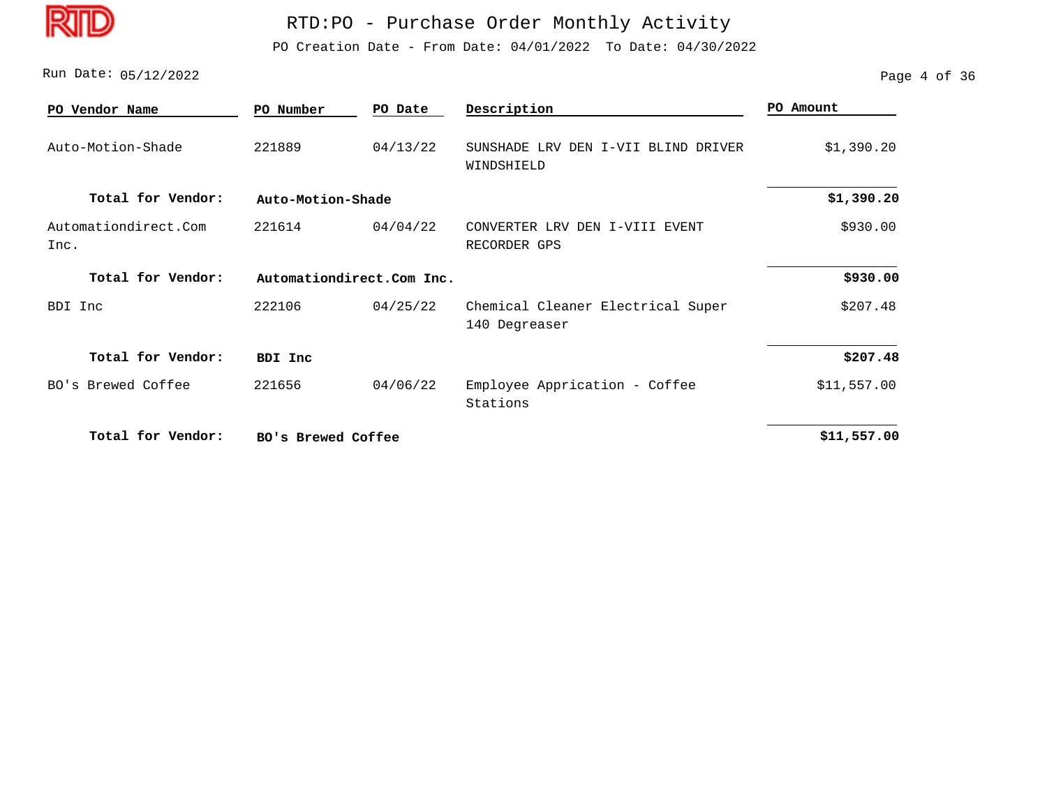# RTD:PO - Purchase Order Monthly Activity

PO Creation Date - From Date: 04/01/2022 To Date: 04/30/2022

Run Date: 05/12/2022

| PO Vendor Name | PO Number | PO Date | Description | PO Amount |
|---|---|---|---|---|
| Auto-Motion-Shade | 221889 | 04/13/22 | SUNSHADE LRV DEN I-VII BLIND DRIVER WINDSHIELD | $1,390.20 |
| **Total for Vendor:** | **Auto-Motion-Shade** | | | **$1,390.20** |
| Automationdirect.Com Inc. | 221614 | 04/04/22 | CONVERTER LRV DEN I-VIII EVENT RECORDER GPS | $930.00 |
| **Total for Vendor:** | **Automationdirect.Com Inc.** | | | **$930.00** |
| BDI Inc | 222106 | 04/25/22 | Chemical Cleaner Electrical Super 140 Degreaser | $207.48 |
| **Total for Vendor:** | **BDI Inc** | | | **$207.48** |
| BO's Brewed Coffee | 221656 | 04/06/22 | Employee Apprication - Coffee Stations | $11,557.00 |
| **Total for Vendor:** | **BO's Brewed Coffee** | | | **$11,557.00** |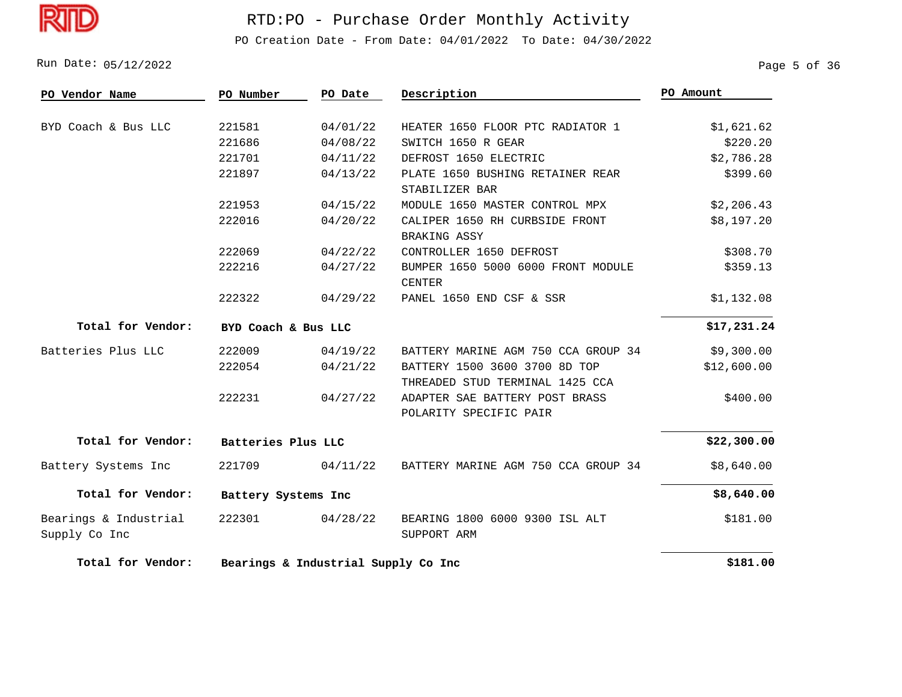# RTD:PO - Purchase Order Monthly Activity

PO Creation Date - From Date: 04/01/2022 To Date: 04/30/2022

Run Date: 05/12/2022

| PO Vendor Name | PO Number | PO Date | Description | PO Amount |
|---|---|---|---|---|
| BYD Coach & Bus LLC | 221581 | 04/01/22 | HEATER 1650 FLOOR PTC RADIATOR 1 | $1,621.62 |
| | 221686 | 04/08/22 | SWITCH 1650 R GEAR | $220.20 |
| | 221701 | 04/11/22 | DEFROST 1650 ELECTRIC | $2,786.28 |
| | 221897 | 04/13/22 | PLATE 1650 BUSHING RETAINER REAR STABILIZER BAR | $399.60 |
| | 221953 | 04/15/22 | MODULE 1650 MASTER CONTROL MPX | $2,206.43 |
| | 222016 | 04/20/22 | CALIPER 1650 RH CURBSIDE FRONT BRAKING ASSY | $8,197.20 |
| | 222069 | 04/22/22 | CONTROLLER 1650 DEFROST | $308.70 |
| | 222216 | 04/27/22 | BUMPER 1650 5000 6000 FRONT MODULE CENTER | $359.13 |
| | 222322 | 04/29/22 | PANEL 1650 END CSF & SSR | $1,132.08 |
| **Total for Vendor:** | **BYD Coach & Bus LLC** | | | **$17,231.24** |
| Batteries Plus LLC | 222009 | 04/19/22 | BATTERY MARINE AGM 750 CCA GROUP 34 | $9,300.00 |
| | 222054 | 04/21/22 | BATTERY 1500 3600 3700 8D TOP THREADED STUD TERMINAL 1425 CCA | $12,600.00 |
| | 222231 | 04/27/22 | ADAPTER SAE BATTERY POST BRASS POLARITY SPECIFIC PAIR | $400.00 |
| **Total for Vendor:** | **Batteries Plus LLC** | | | **$22,300.00** |
| Battery Systems Inc | 221709 | 04/11/22 | BATTERY MARINE AGM 750 CCA GROUP 34 | $8,640.00 |
| **Total for Vendor:** | **Battery Systems Inc** | | | **$8,640.00** |
| Bearings & Industrial Supply Co Inc | 222301 | 04/28/22 | BEARING 1800 6000 9300 ISL ALT SUPPORT ARM | $181.00 |
| **Total for Vendor:** | **Bearings & Industrial Supply Co Inc** | | | **$181.00** |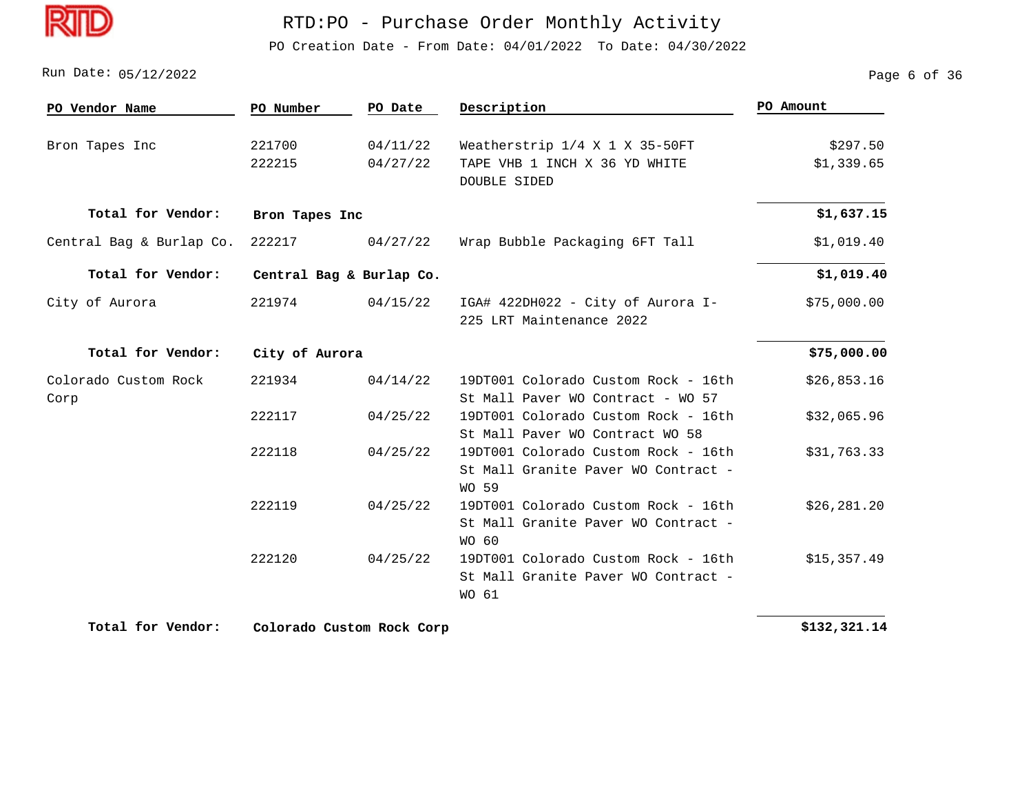# RTD:PO - Purchase Order Monthly Activity

PO Creation Date - From Date: 04/01/2022 To Date: 04/30/2022

Run Date: 05/12/2022

| PO Vendor Name | PO Number | PO Date | Description | PO Amount |
|---|---|---|---|---|
| Bron Tapes Inc | 221700 | 04/11/22 | Weatherstrip 1/4 X 1 X 35-50FT | $297.50 |
| | 222215 | 04/27/22 | TAPE VHB 1 INCH X 36 YD WHITE DOUBLE SIDED | $1,339.65 |
| **Total for Vendor:** | **Bron Tapes Inc** | | | **$1,637.15** |
| Central Bag & Burlap Co. | 222217 | 04/27/22 | Wrap Bubble Packaging 6FT Tall | $1,019.40 |
| **Total for Vendor:** | **Central Bag & Burlap Co.** | | | **$1,019.40** |
| City of Aurora | 221974 | 04/15/22 | IGA# 422DH022 - City of Aurora I-225 LRT Maintenance 2022 | $75,000.00 |
| **Total for Vendor:** | **City of Aurora** | | | **$75,000.00** |
| Colorado Custom Rock Corp | 221934 | 04/14/22 | 19DT001 Colorado Custom Rock - 16th St Mall Paver WO Contract - WO 57 | $26,853.16 |
| | 222117 | 04/25/22 | 19DT001 Colorado Custom Rock - 16th St Mall Paver WO Contract WO 58 | $32,065.96 |
| | 222118 | 04/25/22 | 19DT001 Colorado Custom Rock - 16th St Mall Granite Paver WO Contract - WO 59 | $31,763.33 |
| | 222119 | 04/25/22 | 19DT001 Colorado Custom Rock - 16th St Mall Granite Paver WO Contract - WO 60 | $26,281.20 |
| | 222120 | 04/25/22 | 19DT001 Colorado Custom Rock - 16th St Mall Granite Paver WO Contract - WO 61 | $15,357.49 |
| **Total for Vendor:** | **Colorado Custom Rock Corp** | | | **$132,321.14** |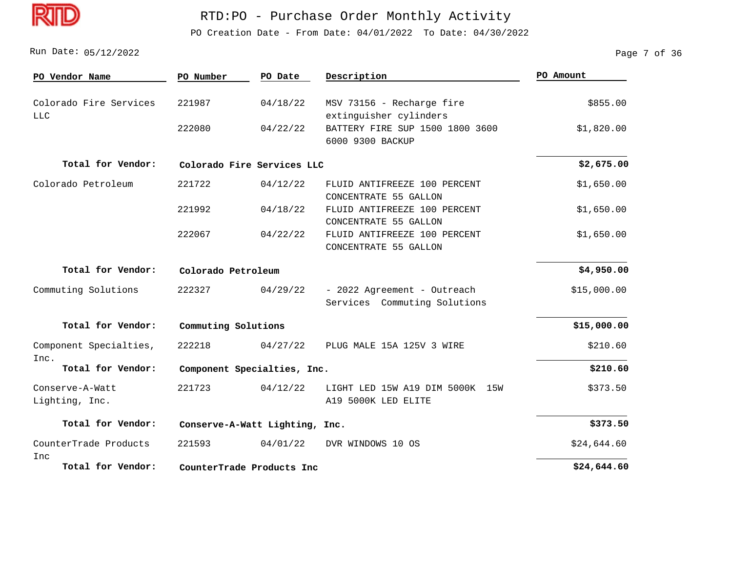# RTD:PO - Purchase Order Monthly Activity

PO Creation Date - From Date: 04/01/2022 To Date: 04/30/2022

Run Date: 05/12/2022

| PO Vendor Name | PO Number | PO Date | Description | PO Amount |
|---|---|---|---|---|
| Colorado Fire Services LLC | 221987 | 04/18/22 | MSV 73156 - Recharge fire extinguisher cylinders | $855.00 |
| | 222080 | 04/22/22 | BATTERY FIRE SUP 1500 1800 3600 6000 9300 BACKUP | $1,820.00 |
| **Total for Vendor:** | **Colorado Fire Services LLC** | | | **$2,675.00** |
| Colorado Petroleum | 221722 | 04/12/22 | FLUID ANTIFREEZE 100 PERCENT CONCENTRATE 55 GALLON | $1,650.00 |
| | 221992 | 04/18/22 | FLUID ANTIFREEZE 100 PERCENT CONCENTRATE 55 GALLON | $1,650.00 |
| | 222067 | 04/22/22 | FLUID ANTIFREEZE 100 PERCENT CONCENTRATE 55 GALLON | $1,650.00 |
| **Total for Vendor:** | **Colorado Petroleum** | | | **$4,950.00** |
| Commuting Solutions | 222327 | 04/29/22 | - 2022 Agreement - Outreach Services Commuting Solutions | $15,000.00 |
| **Total for Vendor:** | **Commuting Solutions** | | | **$15,000.00** |
| Component Specialties, Inc. | 222218 | 04/27/22 | PLUG MALE 15A 125V 3 WIRE | $210.60 |
| **Total for Vendor:** | **Component Specialties, Inc.** | | | **$210.60** |
| Conserve-A-Watt Lighting, Inc. | 221723 | 04/12/22 | LIGHT LED 15W A19 DIM 5000K 15W A19 5000K LED ELITE | $373.50 |
| **Total for Vendor:** | **Conserve-A-Watt Lighting, Inc.** | | | **$373.50** |
| CounterTrade Products Inc | 221593 | 04/01/22 | DVR WINDOWS 10 OS | $24,644.60 |
| **Total for Vendor:** | **CounterTrade Products Inc** | | | **$24,644.60** |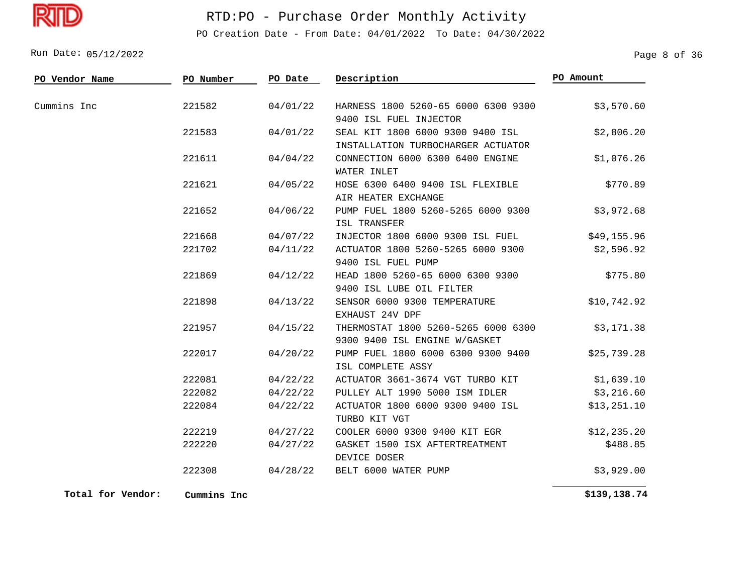# RTD:PO - Purchase Order Monthly Activity

PO Creation Date - From Date: 04/01/2022 To Date: 04/30/2022

Run Date: 05/12/2022

| PO Vendor Name | PO Number | PO Date | Description | PO Amount |
|---|---|---|---|---|
| Cummins Inc | 221582 | 04/01/22 | HARNESS 1800 5260-65 6000 6300 9300 9400 ISL FUEL INJECTOR | $3,570.60 |
| | 221583 | 04/01/22 | SEAL KIT 1800 6000 9300 9400 ISL INSTALLATION TURBOCHARGER ACTUATOR | $2,806.20 |
| | 221611 | 04/04/22 | CONNECTION 6000 6300 6400 ENGINE WATER INLET | $1,076.26 |
| | 221621 | 04/05/22 | HOSE 6300 6400 9400 ISL FLEXIBLE AIR HEATER EXCHANGE | $770.89 |
| | 221652 | 04/06/22 | PUMP FUEL 1800 5260-5265 6000 9300 ISL TRANSFER | $3,972.68 |
| | 221668 | 04/07/22 | INJECTOR 1800 6000 9300 ISL FUEL | $49,155.96 |
| | 221702 | 04/11/22 | ACTUATOR 1800 5260-5265 6000 9300 9400 ISL FUEL PUMP | $2,596.92 |
| | 221869 | 04/12/22 | HEAD 1800 5260-65 6000 6300 9300 9400 ISL LUBE OIL FILTER | $775.80 |
| | 221898 | 04/13/22 | SENSOR 6000 9300 TEMPERATURE EXHAUST 24V DPF | $10,742.92 |
| | 221957 | 04/15/22 | THERMOSTAT 1800 5260-5265 6000 6300 9300 9400 ISL ENGINE W/GASKET | $3,171.38 |
| | 222017 | 04/20/22 | PUMP FUEL 1800 6000 6300 9300 9400 ISL COMPLETE ASSY | $25,739.28 |
| | 222081 | 04/22/22 | ACTUATOR 3661-3674 VGT TURBO KIT | $1,639.10 |
| | 222082 | 04/22/22 | PULLEY ALT 1990 5000 ISM IDLER | $3,216.60 |
| | 222084 | 04/22/22 | ACTUATOR 1800 6000 9300 9400 ISL TURBO KIT VGT | $13,251.10 |
| | 222219 | 04/27/22 | COOLER 6000 9300 9400 KIT EGR | $12,235.20 |
| | 222220 | 04/27/22 | GASKET 1500 ISX AFTERTREATMENT DEVICE DOSER | $488.85 |
| | 222308 | 04/28/22 | BELT 6000 WATER PUMP | $3,929.00 |
| **Total for Vendor:** | **Cummins Inc** | | | **$139,138.74** |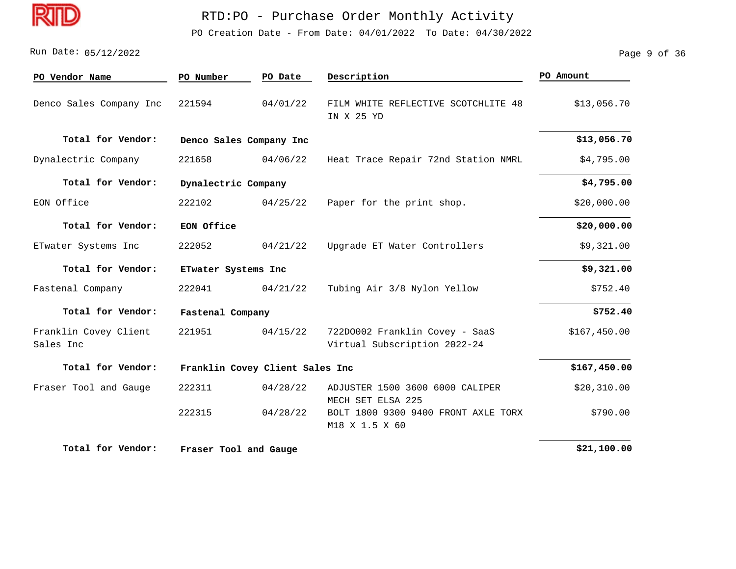# RTD:PO - Purchase Order Monthly Activity

PO Creation Date - From Date: 04/01/2022 To Date: 04/30/2022

Run Date: 05/12/2022

| PO Vendor Name | PO Number | PO Date | Description | PO Amount |
|---|---|---|---|---|
| Denco Sales Company Inc | 221594 | 04/01/22 | FILM WHITE REFLECTIVE SCOTCHLITE 48 IN X 25 YD | $13,056.70 |
| **Total for Vendor:** | **Denco Sales Company Inc** | | | **$13,056.70** |
| Dynalectric Company | 221658 | 04/06/22 | Heat Trace Repair 72nd Station NMRL | $4,795.00 |
| **Total for Vendor:** | **Dynalectric Company** | | | **$4,795.00** |
| EON Office | 222102 | 04/25/22 | Paper for the print shop. | $20,000.00 |
| **Total for Vendor:** | **EON Office** | | | **$20,000.00** |
| ETwater Systems Inc | 222052 | 04/21/22 | Upgrade ET Water Controllers | $9,321.00 |
| **Total for Vendor:** | **ETwater Systems Inc** | | | **$9,321.00** |
| Fastenal Company | 222041 | 04/21/22 | Tubing Air 3/8 Nylon Yellow | $752.40 |
| **Total for Vendor:** | **Fastenal Company** | | | **$752.40** |
| Franklin Covey Client Sales Inc | 221951 | 04/15/22 | 722DO002 Franklin Covey - SaaS Virtual Subscription 2022-24 | $167,450.00 |
| **Total for Vendor:** | **Franklin Covey Client Sales Inc** | | | **$167,450.00** |
| Fraser Tool and Gauge | 222311 | 04/28/22 | ADJUSTER 1500 3600 6000 CALIPER MECH SET ELSA 225 | $20,310.00 |
| | 222315 | 04/28/22 | BOLT 1800 9300 9400 FRONT AXLE TORX M18 X 1.5 X 60 | $790.00 |
| **Total for Vendor:** | **Fraser Tool and Gauge** | | | **$21,100.00** |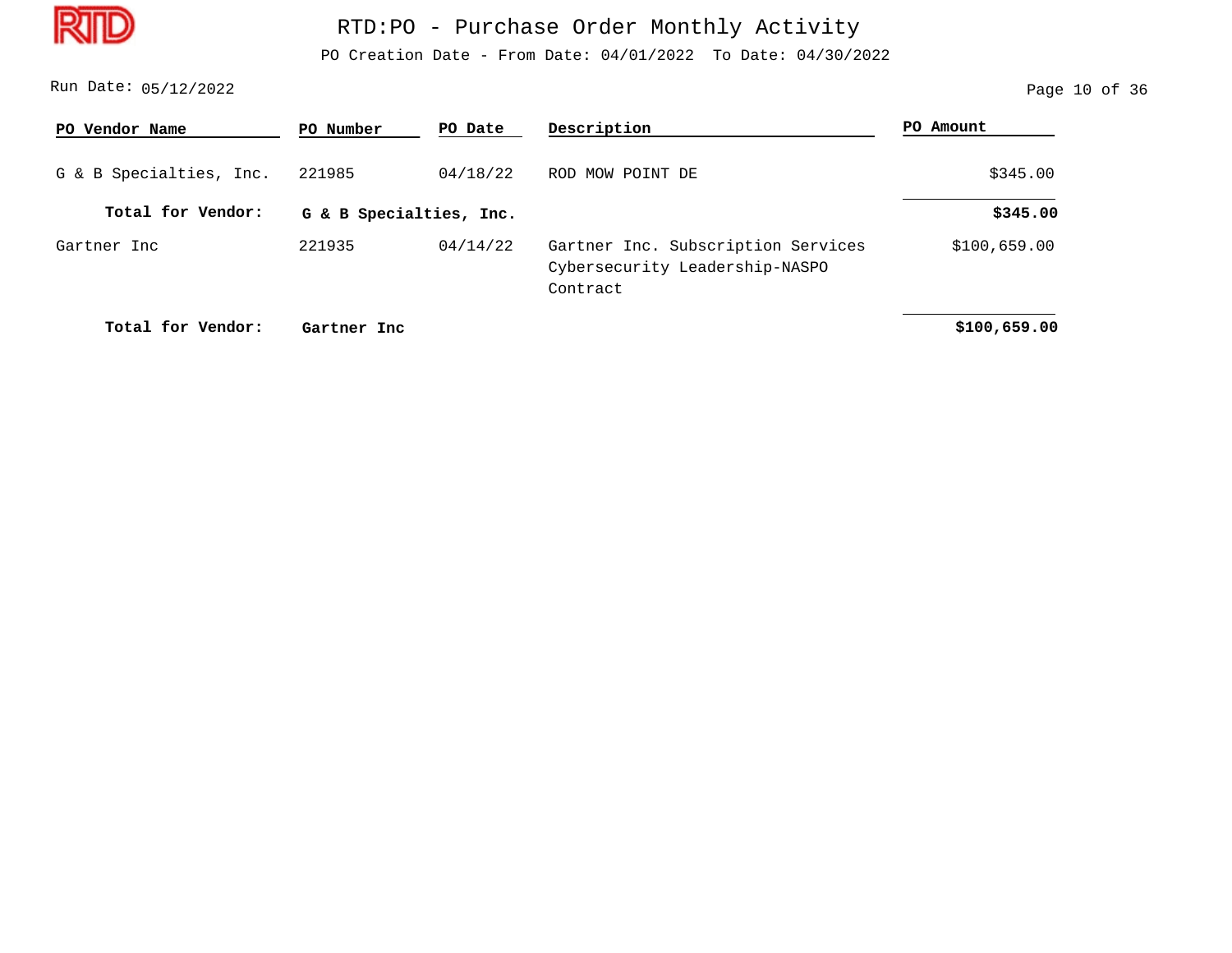# RTD:PO - Purchase Order Monthly Activity

PO Creation Date - From Date: 04/01/2022 To Date: 04/30/2022

Run Date: 05/12/2022

| PO Vendor Name | PO Number | PO Date | Description | PO Amount |
|---|---|---|---|---|
| G & B Specialties, Inc. | 221985 | 04/18/22 | ROD MOW POINT DE | $345.00 |
| **Total for Vendor:** | **G & B Specialties, Inc.** | | | **$345.00** |
| Gartner Inc | 221935 | 04/14/22 | Gartner Inc. Subscription Services Cybersecurity Leadership-NASPO Contract | $100,659.00 |
| **Total for Vendor:** | **Gartner Inc** | | | **$100,659.00** |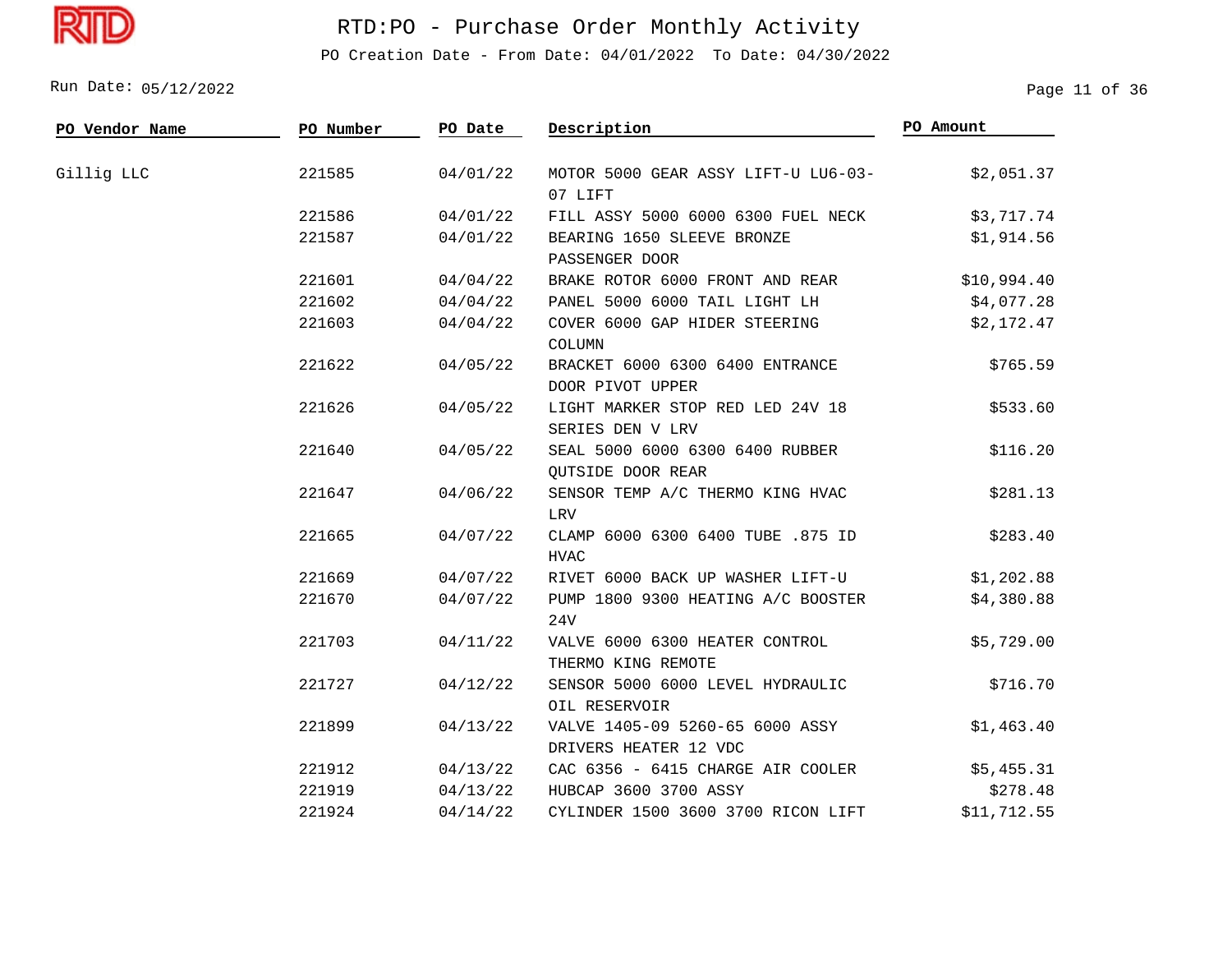# RTD:PO - Purchase Order Monthly Activity

PO Creation Date - From Date: 04/01/2022 To Date: 04/30/2022

Run Date: 05/12/2022

| PO Vendor Name | PO Number | PO Date | Description | PO Amount |
|---|---|---|---|---|
| Gillig LLC | 221585 | 04/01/22 | MOTOR 5000 GEAR ASSY LIFT-U LU6-03-07 LIFT | $2,051.37 |
| | 221586 | 04/01/22 | FILL ASSY 5000 6000 6300 FUEL NECK | $3,717.74 |
| | 221587 | 04/01/22 | BEARING 1650 SLEEVE BRONZE PASSENGER DOOR | $1,914.56 |
| | 221601 | 04/04/22 | BRAKE ROTOR 6000 FRONT AND REAR | $10,994.40 |
| | 221602 | 04/04/22 | PANEL 5000 6000 TAIL LIGHT LH | $4,077.28 |
| | 221603 | 04/04/22 | COVER 6000 GAP HIDER STEERING COLUMN | $2,172.47 |
| | 221622 | 04/05/22 | BRACKET 6000 6300 6400 ENTRANCE DOOR PIVOT UPPER | $765.59 |
| | 221626 | 04/05/22 | LIGHT MARKER STOP RED LED 24V 18 SERIES DEN V LRV | $533.60 |
| | 221640 | 04/05/22 | SEAL 5000 6000 6300 6400 RUBBER QUTSIDE DOOR REAR | $116.20 |
| | 221647 | 04/06/22 | SENSOR TEMP A/C THERMO KING HVAC LRV | $281.13 |
| | 221665 | 04/07/22 | CLAMP 6000 6300 6400 TUBE .875 ID HVAC | $283.40 |
| | 221669 | 04/07/22 | RIVET 6000 BACK UP WASHER LIFT-U | $1,202.88 |
| | 221670 | 04/07/22 | PUMP 1800 9300 HEATING A/C BOOSTER 24V | $4,380.88 |
| | 221703 | 04/11/22 | VALVE 6000 6300 HEATER CONTROL THERMO KING REMOTE | $5,729.00 |
| | 221727 | 04/12/22 | SENSOR 5000 6000 LEVEL HYDRAULIC OIL RESERVOIR | $716.70 |
| | 221899 | 04/13/22 | VALVE 1405-09 5260-65 6000 ASSY DRIVERS HEATER 12 VDC | $1,463.40 |
| | 221912 | 04/13/22 | CAC 6356 - 6415 CHARGE AIR COOLER | $5,455.31 |
| | 221919 | 04/13/22 | HUBCAP 3600 3700 ASSY | $278.48 |
| | 221924 | 04/14/22 | CYLINDER 1500 3600 3700 RICON LIFT | $11,712.55 |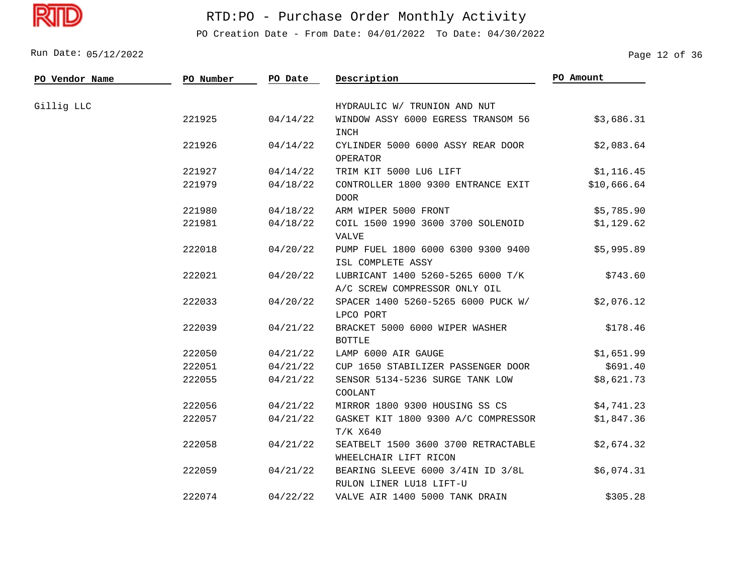# RTD:PO - Purchase Order Monthly Activity

PO Creation Date - From Date: 04/01/2022 To Date: 04/30/2022

Run Date: 05/12/2022

| PO Vendor Name | PO Number | PO Date | Description | PO Amount |
|---|---|---|---|---|
| Gillig LLC | | | HYDRAULIC W/ TRUNION AND NUT | |
| | 221925 | 04/14/22 | WINDOW ASSY 6000 EGRESS TRANSOM 56 INCH | $3,686.31 |
| | 221926 | 04/14/22 | CYLINDER 5000 6000 ASSY REAR DOOR OPERATOR | $2,083.64 |
| | 221927 | 04/14/22 | TRIM KIT 5000 LU6 LIFT | $1,116.45 |
| | 221979 | 04/18/22 | CONTROLLER 1800 9300 ENTRANCE EXIT DOOR | $10,666.64 |
| | 221980 | 04/18/22 | ARM WIPER 5000 FRONT | $5,785.90 |
| | 221981 | 04/18/22 | COIL 1500 1990 3600 3700 SOLENOID VALVE | $1,129.62 |
| | 222018 | 04/20/22 | PUMP FUEL 1800 6000 6300 9300 9400 ISL COMPLETE ASSY | $5,995.89 |
| | 222021 | 04/20/22 | LUBRICANT 1400 5260-5265 6000 T/K A/C SCREW COMPRESSOR ONLY OIL | $743.60 |
| | 222033 | 04/20/22 | SPACER 1400 5260-5265 6000 PUCK W/ LPCO PORT | $2,076.12 |
| | 222039 | 04/21/22 | BRACKET 5000 6000 WIPER WASHER BOTTLE | $178.46 |
| | 222050 | 04/21/22 | LAMP 6000 AIR GAUGE | $1,651.99 |
| | 222051 | 04/21/22 | CUP 1650 STABILIZER PASSENGER DOOR | $691.40 |
| | 222055 | 04/21/22 | SENSOR 5134-5236 SURGE TANK LOW COOLANT | $8,621.73 |
| | 222056 | 04/21/22 | MIRROR 1800 9300 HOUSING SS CS | $4,741.23 |
| | 222057 | 04/21/22 | GASKET KIT 1800 9300 A/C COMPRESSOR T/K X640 | $1,847.36 |
| | 222058 | 04/21/22 | SEATBELT 1500 3600 3700 RETRACTABLE WHEELCHAIR LIFT RICON | $2,674.32 |
| | 222059 | 04/21/22 | BEARING SLEEVE 6000 3/4IN ID 3/8L RULON LINER LU18 LIFT-U | $6,074.31 |
| | 222074 | 04/22/22 | VALVE AIR 1400 5000 TANK DRAIN | $305.28 |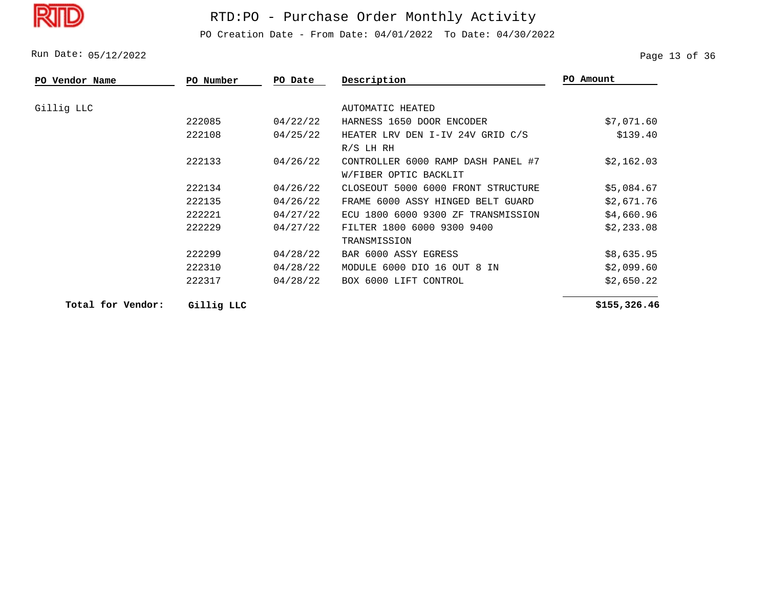# RTD:PO - Purchase Order Monthly Activity

PO Creation Date - From Date: 04/01/2022 To Date: 04/30/2022

Run Date: 05/12/2022

| PO Vendor Name | PO Number | PO Date | Description | PO Amount |
|---|---|---|---|---|
| Gillig LLC | | | AUTOMATIC HEATED | |
| | 222085 | 04/22/22 | HARNESS 1650 DOOR ENCODER | $7,071.60 |
| | 222108 | 04/25/22 | HEATER LRV DEN I-IV 24V GRID C/S R/S LH RH | $139.40 |
| | 222133 | 04/26/22 | CONTROLLER 6000 RAMP DASH PANEL #7 W/FIBER OPTIC BACKLIT | $2,162.03 |
| | 222134 | 04/26/22 | CLOSEOUT 5000 6000 FRONT STRUCTURE | $5,084.67 |
| | 222135 | 04/26/22 | FRAME 6000 ASSY HINGED BELT GUARD | $2,671.76 |
| | 222221 | 04/27/22 | ECU 1800 6000 9300 ZF TRANSMISSION | $4,660.96 |
| | 222229 | 04/27/22 | FILTER 1800 6000 9300 9400 TRANSMISSION | $2,233.08 |
| | 222299 | 04/28/22 | BAR 6000 ASSY EGRESS | $8,635.95 |
| | 222310 | 04/28/22 | MODULE 6000 DIO 16 OUT 8 IN | $2,099.60 |
| | 222317 | 04/28/22 | BOX 6000 LIFT CONTROL | $2,650.22 |
| **Total for Vendor:** | **Gillig LLC** | | | **$155,326.46** |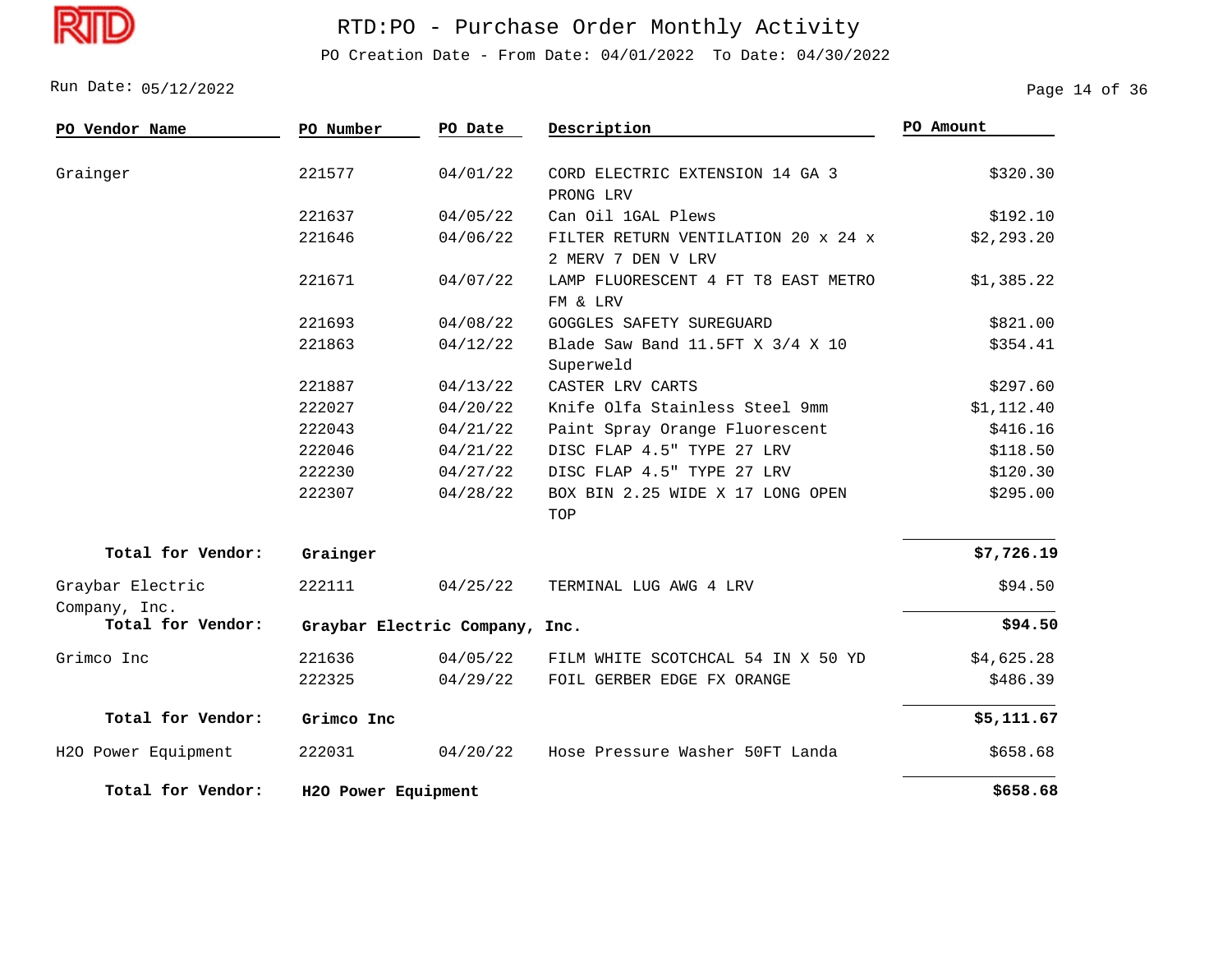# RTD:PO - Purchase Order Monthly Activity

PO Creation Date - From Date: 04/01/2022 To Date: 04/30/2022

Run Date: 05/12/2022

| PO Vendor Name | PO Number | PO Date | Description | PO Amount |
|---|---|---|---|---|
| Grainger | 221577 | 04/01/22 | CORD ELECTRIC EXTENSION 14 GA 3 PRONG LRV | $320.30 |
| | 221637 | 04/05/22 | Can Oil 1GAL Plews | $192.10 |
| | 221646 | 04/06/22 | FILTER RETURN VENTILATION 20 x 24 x 2 MERV 7 DEN V LRV | $2,293.20 |
| | 221671 | 04/07/22 | LAMP FLUORESCENT 4 FT T8 EAST METRO FM & LRV | $1,385.22 |
| | 221693 | 04/08/22 | GOGGLES SAFETY SUREGUARD | $821.00 |
| | 221863 | 04/12/22 | Blade Saw Band 11.5FT X 3/4 X 10 Superweld | $354.41 |
| | 221887 | 04/13/22 | CASTER LRV CARTS | $297.60 |
| | 222027 | 04/20/22 | Knife Olfa Stainless Steel 9mm | $1,112.40 |
| | 222043 | 04/21/22 | Paint Spray Orange Fluorescent | $416.16 |
| | 222046 | 04/21/22 | DISC FLAP 4.5" TYPE 27 LRV | $118.50 |
| | 222230 | 04/27/22 | DISC FLAP 4.5" TYPE 27 LRV | $120.30 |
| | 222307 | 04/28/22 | BOX BIN 2.25 WIDE X 17 LONG OPEN TOP | $295.00 |
| **Total for Vendor:** | **Grainger** | | | **$7,726.19** |
| Graybar Electric Company, Inc. | 222111 | 04/25/22 | TERMINAL LUG AWG 4 LRV | $94.50 |
| **Total for Vendor:** | **Graybar Electric Company, Inc.** | | | **$94.50** |
| Grimco Inc | 221636 | 04/05/22 | FILM WHITE SCOTCHCAL 54 IN X 50 YD | $4,625.28 |
| | 222325 | 04/29/22 | FOIL GERBER EDGE FX ORANGE | $486.39 |
| **Total for Vendor:** | **Grimco Inc** | | | **$5,111.67** |
| H2O Power Equipment | 222031 | 04/20/22 | Hose Pressure Washer 50FT Landa | $658.68 |
| **Total for Vendor:** | **H2O Power Equipment** | | | **$658.68** |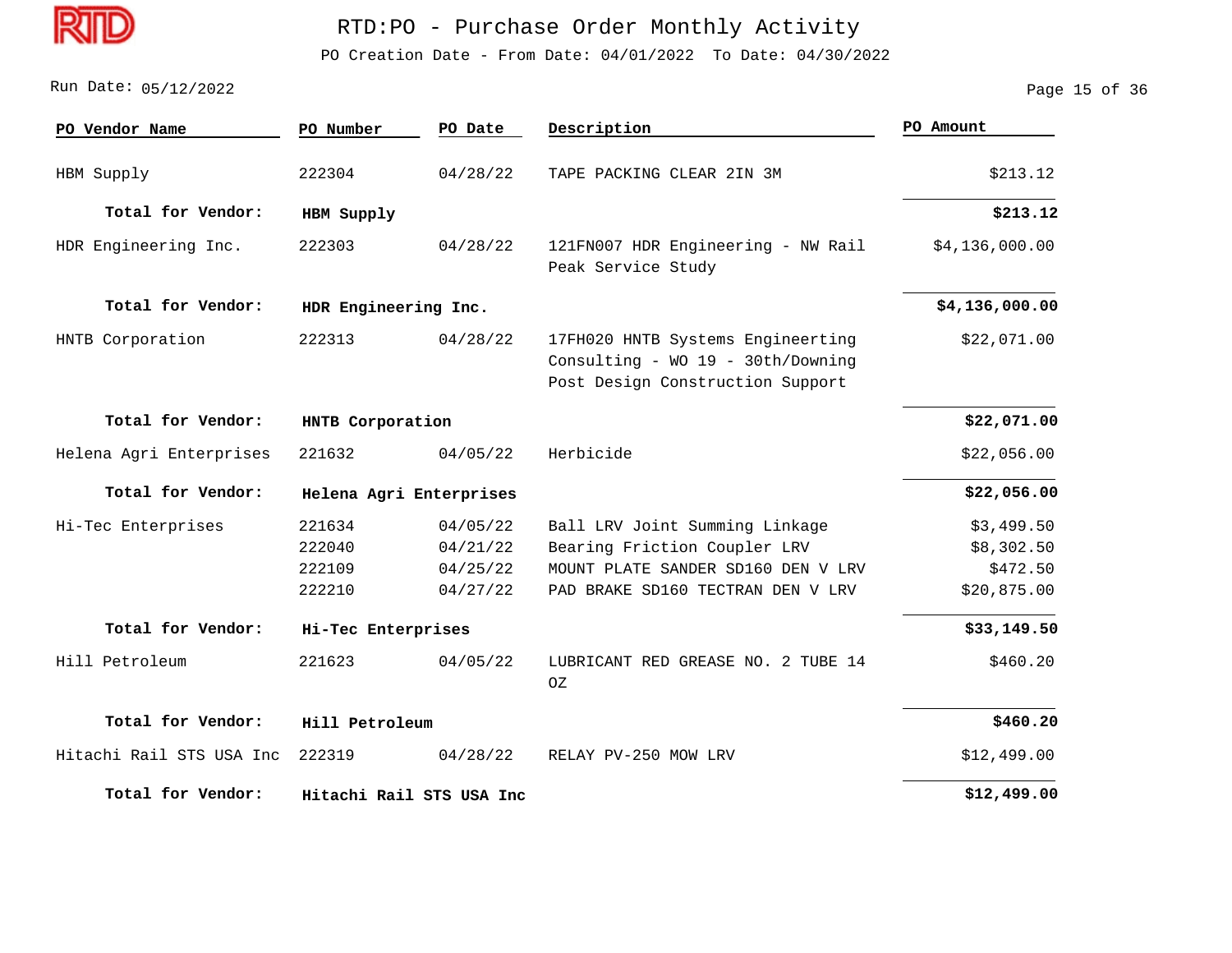# RTD:PO - Purchase Order Monthly Activity

PO Creation Date - From Date: 04/01/2022 To Date: 04/30/2022

Run Date: 05/12/2022

| PO Vendor Name | PO Number | PO Date | Description | PO Amount |
|---|---|---|---|---|
| HBM Supply | 222304 | 04/28/22 | TAPE PACKING CLEAR 2IN 3M | $213.12 |
| **Total for Vendor:** | **HBM Supply** | | | **$213.12** |
| HDR Engineering Inc. | 222303 | 04/28/22 | 121FN007 HDR Engineering - NW Rail Peak Service Study | $4,136,000.00 |
| **Total for Vendor:** | **HDR Engineering Inc.** | | | **$4,136,000.00** |
| HNTB Corporation | 222313 | 04/28/22 | 17FH020 HNTB Systems Engineerting Consulting - WO 19 - 30th/Downing Post Design Construction Support | $22,071.00 |
| **Total for Vendor:** | **HNTB Corporation** | | | **$22,071.00** |
| Helena Agri Enterprises | 221632 | 04/05/22 | Herbicide | $22,056.00 |
| **Total for Vendor:** | **Helena Agri Enterprises** | | | **$22,056.00** |
| Hi-Tec Enterprises | 221634 | 04/05/22 | Ball LRV Joint Summing Linkage | $3,499.50 |
| | 222040 | 04/21/22 | Bearing Friction Coupler LRV | $8,302.50 |
| | 222109 | 04/25/22 | MOUNT PLATE SANDER SD160 DEN V LRV | $472.50 |
| | 222210 | 04/27/22 | PAD BRAKE SD160 TECTRAN DEN V LRV | $20,875.00 |
| **Total for Vendor:** | **Hi-Tec Enterprises** | | | **$33,149.50** |
| Hill Petroleum | 221623 | 04/05/22 | LUBRICANT RED GREASE NO. 2 TUBE 14 OZ | $460.20 |
| **Total for Vendor:** | **Hill Petroleum** | | | **$460.20** |
| Hitachi Rail STS USA Inc | 222319 | 04/28/22 | RELAY PV-250 MOW LRV | $12,499.00 |
| **Total for Vendor:** | **Hitachi Rail STS USA Inc** | | | **$12,499.00** |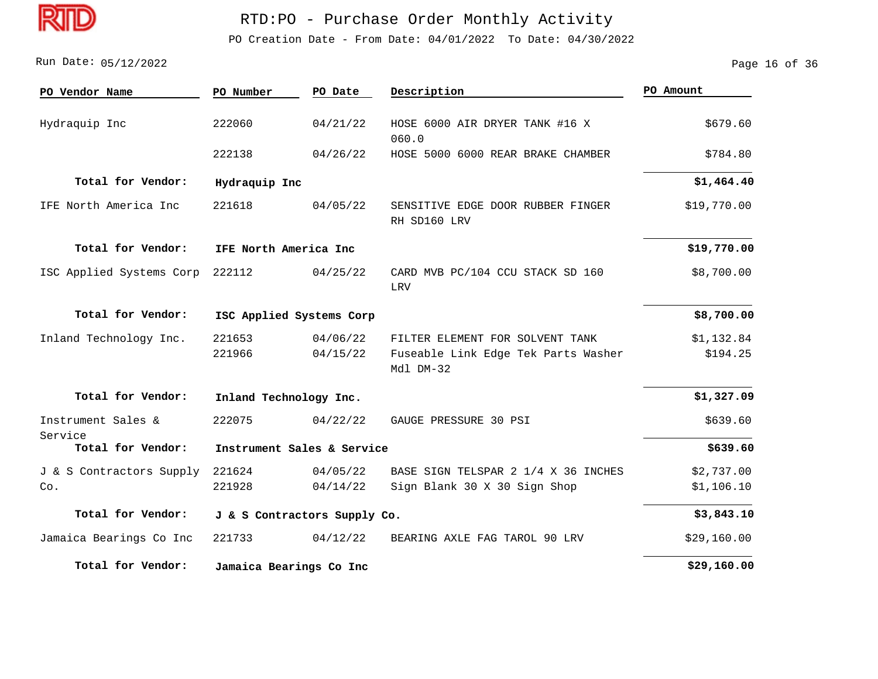# RTD:PO - Purchase Order Monthly Activity

PO Creation Date - From Date: 04/01/2022 To Date: 04/30/2022

Run Date: 05/12/2022

| PO Vendor Name | PO Number | PO Date | Description | PO Amount |
|---|---|---|---|---|
| Hydraquip Inc | 222060 | 04/21/22 | HOSE 6000 AIR DRYER TANK #16 X 060.0 | $679.60 |
| | 222138 | 04/26/22 | HOSE 5000 6000 REAR BRAKE CHAMBER | $784.80 |
| **Total for Vendor:** | **Hydraquip Inc** | | | **$1,464.40** |
| IFE North America Inc | 221618 | 04/05/22 | SENSITIVE EDGE DOOR RUBBER FINGER RH SD160 LRV | $19,770.00 |
| **Total for Vendor:** | **IFE North America Inc** | | | **$19,770.00** |
| ISC Applied Systems Corp | 222112 | 04/25/22 | CARD MVB PC/104 CCU STACK SD 160 LRV | $8,700.00 |
| **Total for Vendor:** | **ISC Applied Systems Corp** | | | **$8,700.00** |
| Inland Technology Inc. | 221653 | 04/06/22 | FILTER ELEMENT FOR SOLVENT TANK | $1,132.84 |
| | 221966 | 04/15/22 | Fuseable Link Edge Tek Parts Washer Mdl DM-32 | $194.25 |
| **Total for Vendor:** | **Inland Technology Inc.** | | | **$1,327.09** |
| Instrument Sales & Service | 222075 | 04/22/22 | GAUGE PRESSURE 30 PSI | $639.60 |
| **Total for Vendor:** | **Instrument Sales & Service** | | | **$639.60** |
| J & S Contractors Supply Co. | 221624 | 04/05/22 | BASE SIGN TELSPAR 2 1/4 X 36 INCHES | $2,737.00 |
| | 221928 | 04/14/22 | Sign Blank 30 X 30 Sign Shop | $1,106.10 |
| **Total for Vendor:** | **J & S Contractors Supply Co.** | | | **$3,843.10** |
| Jamaica Bearings Co Inc | 221733 | 04/12/22 | BEARING AXLE FAG TAROL 90 LRV | $29,160.00 |
| **Total for Vendor:** | **Jamaica Bearings Co Inc** | | | **$29,160.00** |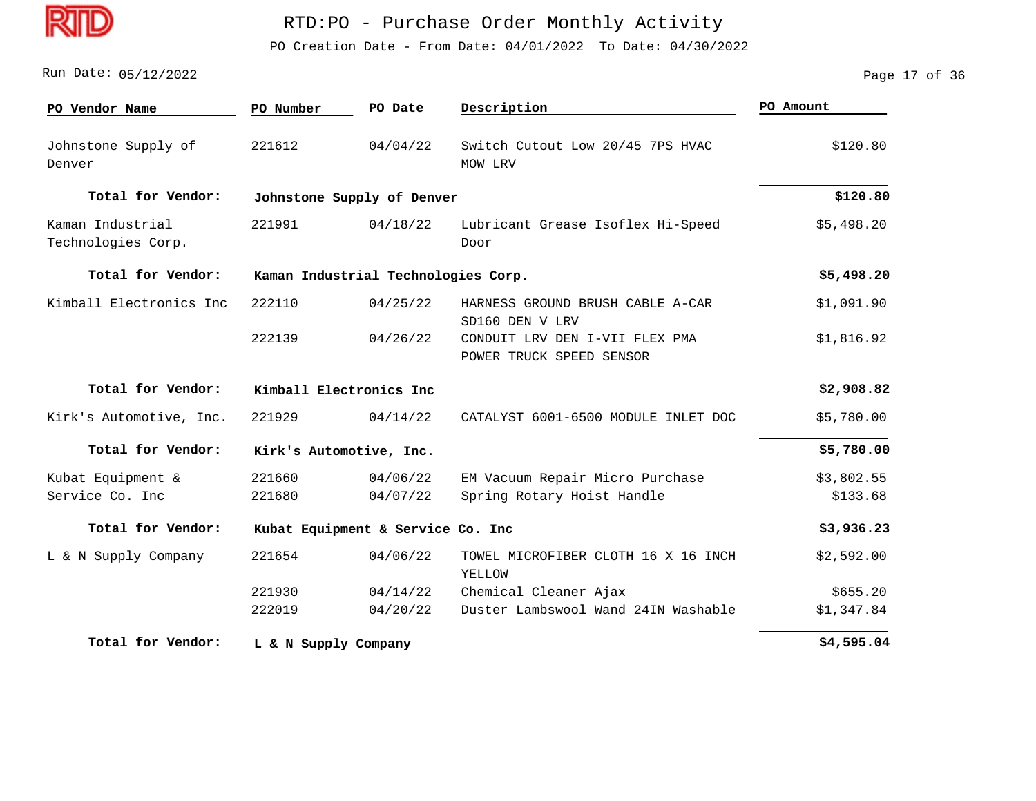# RTD:PO - Purchase Order Monthly Activity

PO Creation Date - From Date: 04/01/2022 To Date: 04/30/2022

Run Date: 05/12/2022

| PO Vendor Name | PO Number | PO Date | Description | PO Amount |
|---|---|---|---|---|
| Johnstone Supply of Denver | 221612 | 04/04/22 | Switch Cutout Low 20/45 7PS HVAC MOW LRV | $120.80 |
| **Total for Vendor:** | **Johnstone Supply of Denver** | | | **$120.80** |
| Kaman Industrial Technologies Corp. | 221991 | 04/18/22 | Lubricant Grease Isoflex Hi-Speed Door | $5,498.20 |
| **Total for Vendor:** | **Kaman Industrial Technologies Corp.** | | | **$5,498.20** |
| Kimball Electronics Inc | 222110 | 04/25/22 | HARNESS GROUND BRUSH CABLE A-CAR SD160 DEN V LRV | $1,091.90 |
| | 222139 | 04/26/22 | CONDUIT LRV DEN I-VII FLEX PMA POWER TRUCK SPEED SENSOR | $1,816.92 |
| **Total for Vendor:** | **Kimball Electronics Inc** | | | **$2,908.82** |
| Kirk's Automotive, Inc. | 221929 | 04/14/22 | CATALYST 6001-6500 MODULE INLET DOC | $5,780.00 |
| **Total for Vendor:** | **Kirk's Automotive, Inc.** | | | **$5,780.00** |
| Kubat Equipment & Service Co. Inc | 221660 | 04/06/22 | EM Vacuum Repair Micro Purchase | $3,802.55 |
| | 221680 | 04/07/22 | Spring Rotary Hoist Handle | $133.68 |
| **Total for Vendor:** | **Kubat Equipment & Service Co. Inc** | | | **$3,936.23** |
| L & N Supply Company | 221654 | 04/06/22 | TOWEL MICROFIBER CLOTH 16 X 16 INCH YELLOW | $2,592.00 |
| | 221930 | 04/14/22 | Chemical Cleaner Ajax | $655.20 |
| | 222019 | 04/20/22 | Duster Lambswool Wand 24IN Washable | $1,347.84 |
| **Total for Vendor:** | **L & N Supply Company** | | | **$4,595.04** |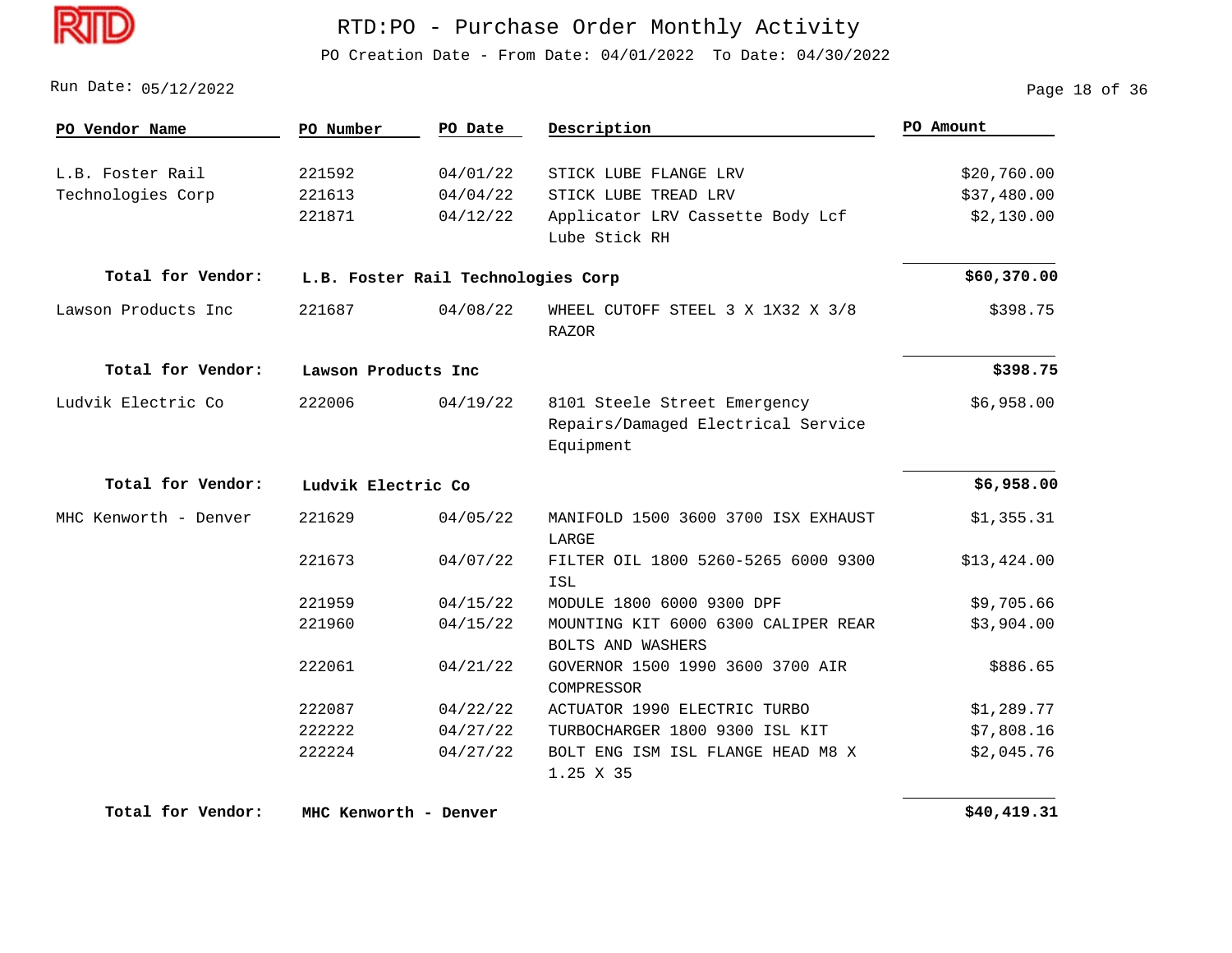# RTD:PO - Purchase Order Monthly Activity

PO Creation Date - From Date: 04/01/2022 To Date: 04/30/2022

Run Date: 05/12/2022

| PO Vendor Name | PO Number | PO Date | Description | PO Amount |
|---|---|---|---|---|
| L.B. Foster Rail Technologies Corp | 221592 | 04/01/22 | STICK LUBE FLANGE LRV | $20,760.00 |
| | 221613 | 04/04/22 | STICK LUBE TREAD LRV | $37,480.00 |
| | 221871 | 04/12/22 | Applicator LRV Cassette Body Lcf Lube Stick RH | $2,130.00 |
| **Total for Vendor:** | **L.B. Foster Rail Technologies Corp** | | | **$60,370.00** |
| Lawson Products Inc | 221687 | 04/08/22 | WHEEL CUTOFF STEEL 3 X 1X32 X 3/8 RAZOR | $398.75 |
| **Total for Vendor:** | **Lawson Products Inc** | | | **$398.75** |
| Ludvik Electric Co | 222006 | 04/19/22 | 8101 Steele Street Emergency Repairs/Damaged Electrical Service Equipment | $6,958.00 |
| **Total for Vendor:** | **Ludvik Electric Co** | | | **$6,958.00** |
| MHC Kenworth - Denver | 221629 | 04/05/22 | MANIFOLD 1500 3600 3700 ISX EXHAUST LARGE | $1,355.31 |
| | 221673 | 04/07/22 | FILTER OIL 1800 5260-5265 6000 9300 ISL | $13,424.00 |
| | 221959 | 04/15/22 | MODULE 1800 6000 9300 DPF | $9,705.66 |
| | 221960 | 04/15/22 | MOUNTING KIT 6000 6300 CALIPER REAR BOLTS AND WASHERS | $3,904.00 |
| | 222061 | 04/21/22 | GOVERNOR 1500 1990 3600 3700 AIR COMPRESSOR | $886.65 |
| | 222087 | 04/22/22 | ACTUATOR 1990 ELECTRIC TURBO | $1,289.77 |
| | 222222 | 04/27/22 | TURBOCHARGER 1800 9300 ISL KIT | $7,808.16 |
| | 222224 | 04/27/22 | BOLT ENG ISM ISL FLANGE HEAD M8 X 1.25 X 35 | $2,045.76 |
| **Total for Vendor:** | **MHC Kenworth - Denver** | | | **$40,419.31** |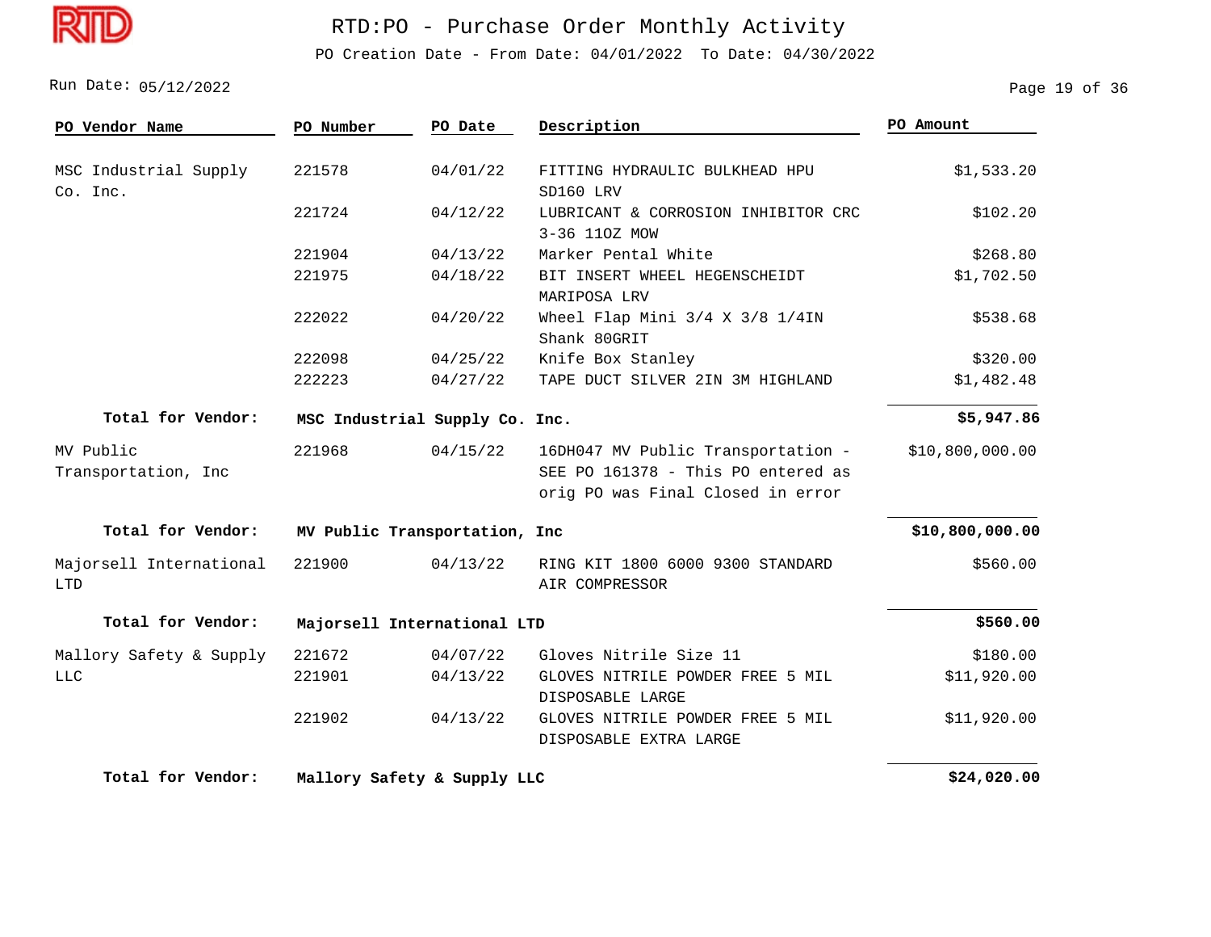# RTD:PO - Purchase Order Monthly Activity

PO Creation Date - From Date: 04/01/2022 To Date: 04/30/2022

Run Date: 05/12/2022

| PO Vendor Name | PO Number | PO Date | Description | PO Amount |
|---|---|---|---|---|
| MSC Industrial Supply Co. Inc. | 221578 | 04/01/22 | FITTING HYDRAULIC BULKHEAD HPU SD160 LRV | $1,533.20 |
| | 221724 | 04/12/22 | LUBRICANT & CORROSION INHIBITOR CRC 3-36 11OZ MOW | $102.20 |
| | 221904 | 04/13/22 | Marker Pental White | $268.80 |
| | 221975 | 04/18/22 | BIT INSERT WHEEL HEGENSCHEIDT MARIPOSA LRV | $1,702.50 |
| | 222022 | 04/20/22 | Wheel Flap Mini 3/4 X 3/8 1/4IN Shank 80GRIT | $538.68 |
| | 222098 | 04/25/22 | Knife Box Stanley | $320.00 |
| | 222223 | 04/27/22 | TAPE DUCT SILVER 2IN 3M HIGHLAND | $1,482.48 |
| **Total for Vendor:** | **MSC Industrial Supply Co. Inc.** | | | **$5,947.86** |
| MV Public Transportation, Inc | 221968 | 04/15/22 | 16DH047 MV Public Transportation - SEE PO 161378 - This PO entered as orig PO was Final Closed in error | $10,800,000.00 |
| **Total for Vendor:** | **MV Public Transportation, Inc** | | | **$10,800,000.00** |
| Majorsell International LTD | 221900 | 04/13/22 | RING KIT 1800 6000 9300 STANDARD AIR COMPRESSOR | $560.00 |
| **Total for Vendor:** | **Majorsell International LTD** | | | **$560.00** |
| Mallory Safety & Supply LLC | 221672 | 04/07/22 | Gloves Nitrile Size 11 | $180.00 |
| | 221901 | 04/13/22 | GLOVES NITRILE POWDER FREE 5 MIL DISPOSABLE LARGE | $11,920.00 |
| | 221902 | 04/13/22 | GLOVES NITRILE POWDER FREE 5 MIL DISPOSABLE EXTRA LARGE | $11,920.00 |
| **Total for Vendor:** | **Mallory Safety & Supply LLC** | | | **$24,020.00** |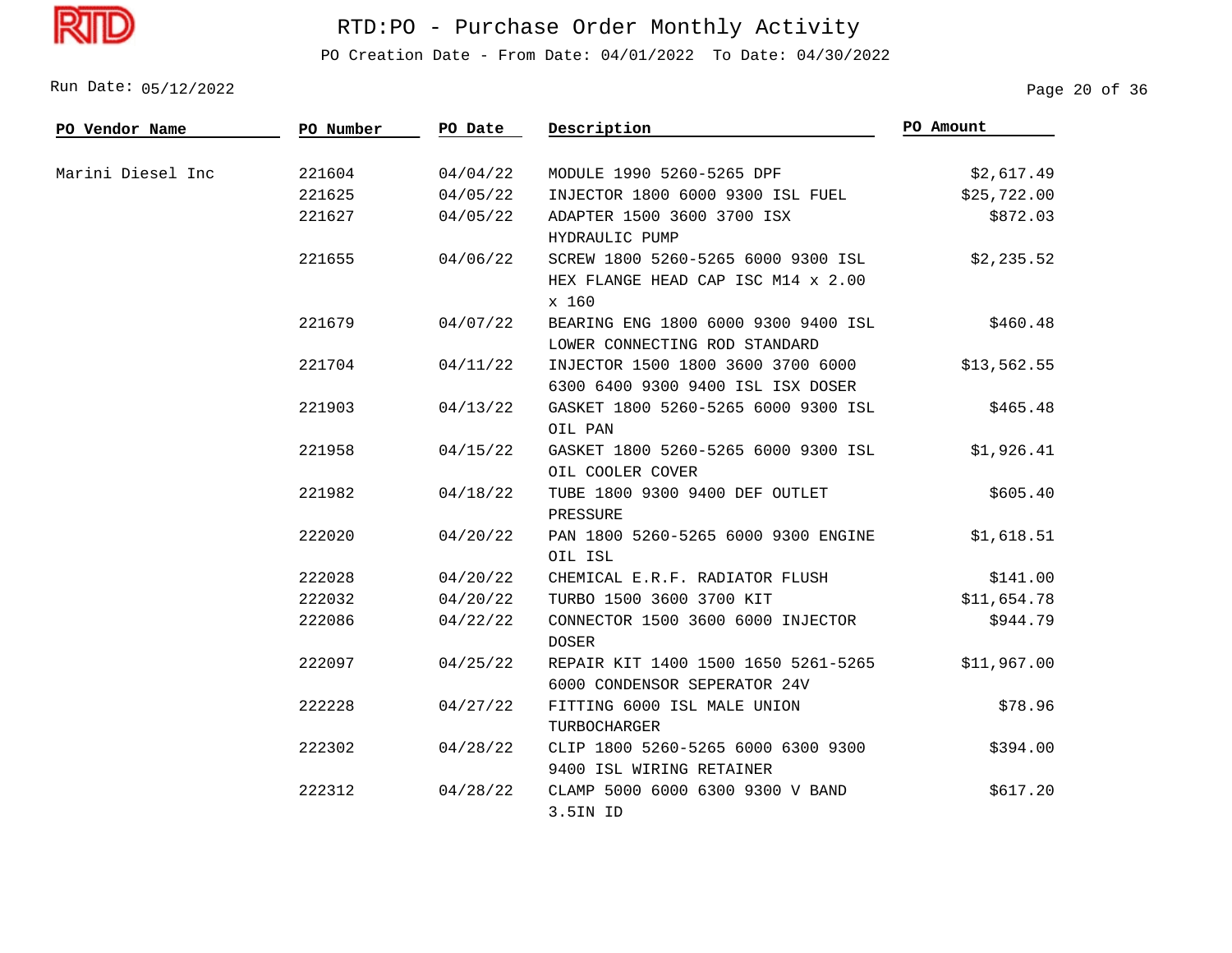# RTD:PO - Purchase Order Monthly Activity

PO Creation Date - From Date: 04/01/2022 To Date: 04/30/2022

Run Date: 05/12/2022

| PO Vendor Name | PO Number | PO Date | Description | PO Amount |
|---|---|---|---|---|
| Marini Diesel Inc | 221604 | 04/04/22 | MODULE 1990 5260-5265 DPF | $2,617.49 |
| | 221625 | 04/05/22 | INJECTOR 1800 6000 9300 ISL FUEL | $25,722.00 |
| | 221627 | 04/05/22 | ADAPTER 1500 3600 3700 ISX HYDRAULIC PUMP | $872.03 |
| | 221655 | 04/06/22 | SCREW 1800 5260-5265 6000 9300 ISL HEX FLANGE HEAD CAP ISC M14 x 2.00 x 160 | $2,235.52 |
| | 221679 | 04/07/22 | BEARING ENG 1800 6000 9300 9400 ISL LOWER CONNECTING ROD STANDARD | $460.48 |
| | 221704 | 04/11/22 | INJECTOR 1500 1800 3600 3700 6000 6300 6400 9300 9400 ISL ISX DOSER | $13,562.55 |
| | 221903 | 04/13/22 | GASKET 1800 5260-5265 6000 9300 ISL OIL PAN | $465.48 |
| | 221958 | 04/15/22 | GASKET 1800 5260-5265 6000 9300 ISL OIL COOLER COVER | $1,926.41 |
| | 221982 | 04/18/22 | TUBE 1800 9300 9400 DEF OUTLET PRESSURE | $605.40 |
| | 222020 | 04/20/22 | PAN 1800 5260-5265 6000 9300 ENGINE OIL ISL | $1,618.51 |
| | 222028 | 04/20/22 | CHEMICAL E.R.F. RADIATOR FLUSH | $141.00 |
| | 222032 | 04/20/22 | TURBO 1500 3600 3700 KIT | $11,654.78 |
| | 222086 | 04/22/22 | CONNECTOR 1500 3600 6000 INJECTOR DOSER | $944.79 |
| | 222097 | 04/25/22 | REPAIR KIT 1400 1500 1650 5261-5265 6000 CONDENSOR SEPERATOR 24V | $11,967.00 |
| | 222228 | 04/27/22 | FITTING 6000 ISL MALE UNION TURBOCHARGER | $78.96 |
| | 222302 | 04/28/22 | CLIP 1800 5260-5265 6000 6300 9300 9400 ISL WIRING RETAINER | $394.00 |
| | 222312 | 04/28/22 | CLAMP 5000 6000 6300 9300 V BAND 3.5IN ID | $617.20 |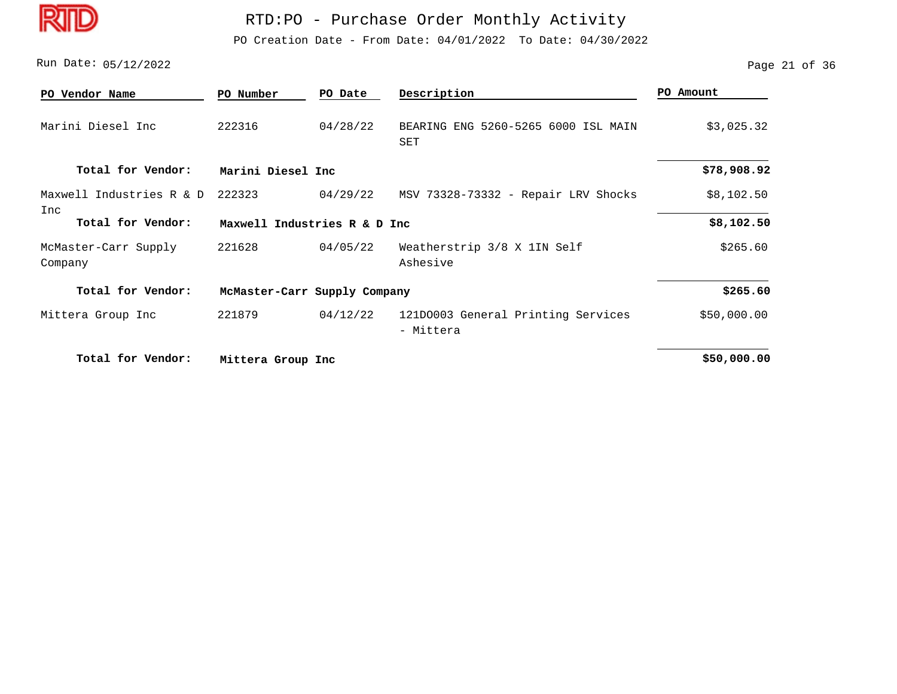# RTD:PO - Purchase Order Monthly Activity

PO Creation Date - From Date: 04/01/2022 To Date: 04/30/2022

Run Date: 05/12/2022

| PO Vendor Name | PO Number | PO Date | Description | PO Amount |
|---|---|---|---|---|
| Marini Diesel Inc | 222316 | 04/28/22 | BEARING ENG 5260-5265 6000 ISL MAIN SET | $3,025.32 |
| **Total for Vendor:** | **Marini Diesel Inc** | | | **$78,908.92** |
| Maxwell Industries R & D Inc | 222323 | 04/29/22 | MSV 73328-73332 - Repair LRV Shocks | $8,102.50 |
| **Total for Vendor:** | **Maxwell Industries R & D Inc** | | | **$8,102.50** |
| McMaster-Carr Supply Company | 221628 | 04/05/22 | Weatherstrip 3/8 X 1IN Self Ashesive | $265.60 |
| **Total for Vendor:** | **McMaster-Carr Supply Company** | | | **$265.60** |
| Mittera Group Inc | 221879 | 04/12/22 | 121DO003 General Printing Services - Mittera | $50,000.00 |
| **Total for Vendor:** | **Mittera Group Inc** | | | **$50,000.00** |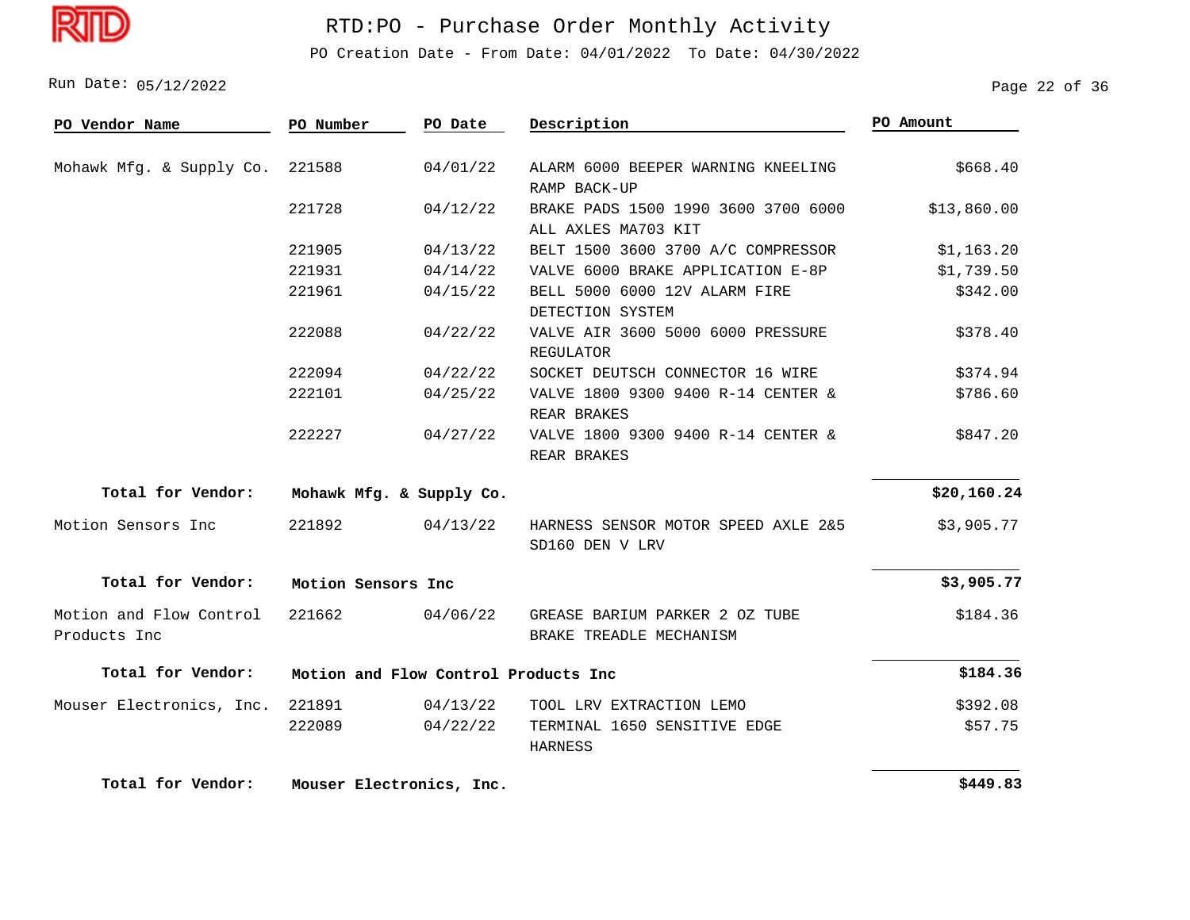# RTD:PO - Purchase Order Monthly Activity

PO Creation Date - From Date: 04/01/2022 To Date: 04/30/2022

Run Date: 05/12/2022

| PO Vendor Name | PO Number | PO Date | Description | PO Amount |
|---|---|---|---|---|
| Mohawk Mfg. & Supply Co. | 221588 | 04/01/22 | ALARM 6000 BEEPER WARNING KNEELING RAMP BACK-UP | $668.40 |
| | 221728 | 04/12/22 | BRAKE PADS 1500 1990 3600 3700 6000 ALL AXLES MA703 KIT | $13,860.00 |
| | 221905 | 04/13/22 | BELT 1500 3600 3700 A/C COMPRESSOR | $1,163.20 |
| | 221931 | 04/14/22 | VALVE 6000 BRAKE APPLICATION E-8P | $1,739.50 |
| | 221961 | 04/15/22 | BELL 5000 6000 12V ALARM FIRE DETECTION SYSTEM | $342.00 |
| | 222088 | 04/22/22 | VALVE AIR 3600 5000 6000 PRESSURE REGULATOR | $378.40 |
| | 222094 | 04/22/22 | SOCKET DEUTSCH CONNECTOR 16 WIRE | $374.94 |
| | 222101 | 04/25/22 | VALVE 1800 9300 9400 R-14 CENTER & REAR BRAKES | $786.60 |
| | 222227 | 04/27/22 | VALVE 1800 9300 9400 R-14 CENTER & REAR BRAKES | $847.20 |
| **Total for Vendor:** | **Mohawk Mfg. & Supply Co.** | | | **$20,160.24** |
| Motion Sensors Inc | 221892 | 04/13/22 | HARNESS SENSOR MOTOR SPEED AXLE 2&5 SD160 DEN V LRV | $3,905.77 |
| **Total for Vendor:** | **Motion Sensors Inc** | | | **$3,905.77** |
| Motion and Flow Control Products Inc | 221662 | 04/06/22 | GREASE BARIUM PARKER 2 OZ TUBE BRAKE TREADLE MECHANISM | $184.36 |
| **Total for Vendor:** | **Motion and Flow Control Products Inc** | | | **$184.36** |
| Mouser Electronics, Inc. | 221891 | 04/13/22 | TOOL LRV EXTRACTION LEMO | $392.08 |
| | 222089 | 04/22/22 | TERMINAL 1650 SENSITIVE EDGE HARNESS | $57.75 |
| **Total for Vendor:** | **Mouser Electronics, Inc.** | | | **$449.83** |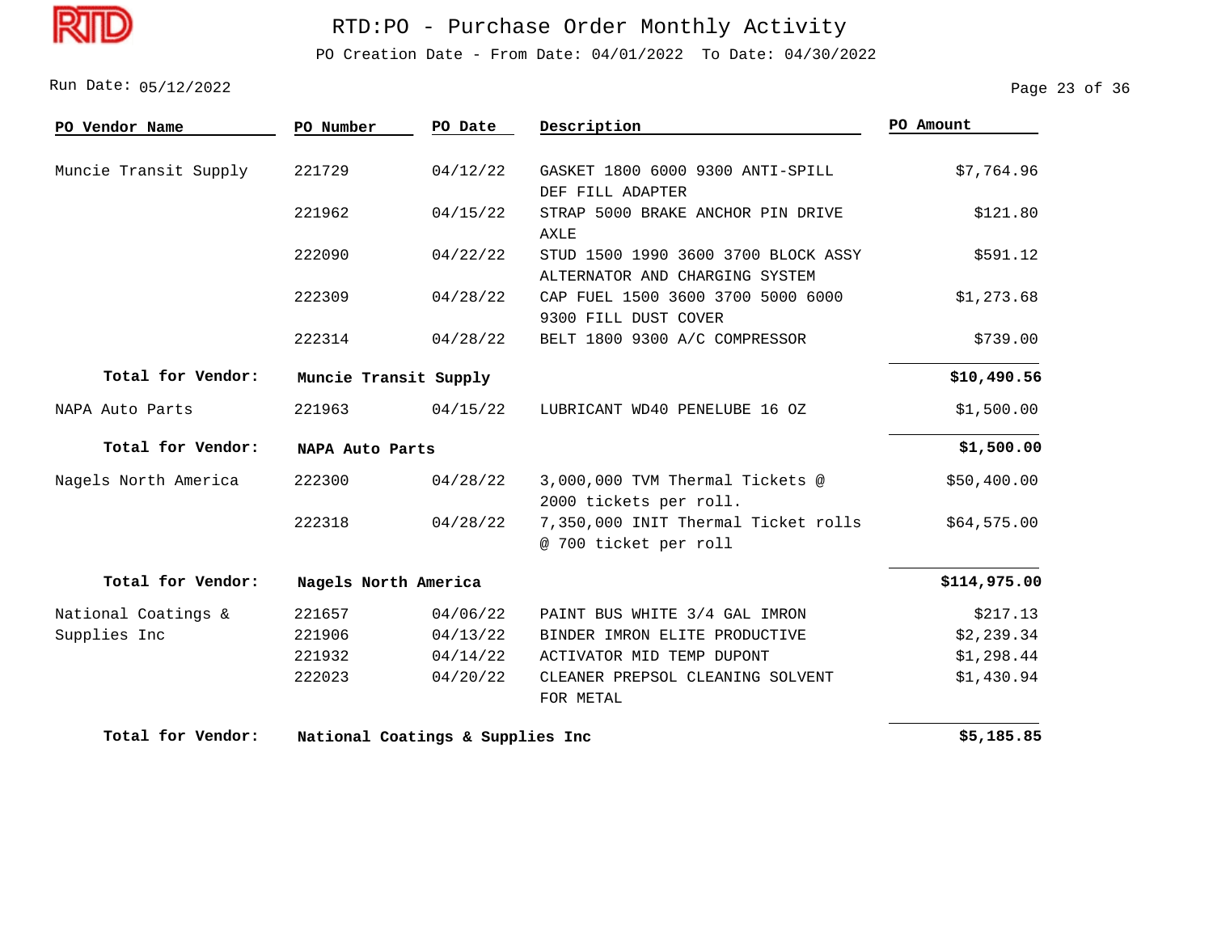# RTD:PO - Purchase Order Monthly Activity

PO Creation Date - From Date: 04/01/2022 To Date: 04/30/2022

Run Date: 05/12/2022

| PO Vendor Name | PO Number | PO Date | Description | PO Amount |
|---|---|---|---|---|
| Muncie Transit Supply | 221729 | 04/12/22 | GASKET 1800 6000 9300 ANTI-SPILL DEF FILL ADAPTER | $7,764.96 |
| | 221962 | 04/15/22 | STRAP 5000 BRAKE ANCHOR PIN DRIVE AXLE | $121.80 |
| | 222090 | 04/22/22 | STUD 1500 1990 3600 3700 BLOCK ASSY ALTERNATOR AND CHARGING SYSTEM | $591.12 |
| | 222309 | 04/28/22 | CAP FUEL 1500 3600 3700 5000 6000 9300 FILL DUST COVER | $1,273.68 |
| | 222314 | 04/28/22 | BELT 1800 9300 A/C COMPRESSOR | $739.00 |
| **Total for Vendor:** | **Muncie Transit Supply** | | | **$10,490.56** |
| NAPA Auto Parts | 221963 | 04/15/22 | LUBRICANT WD40 PENELUBE 16 OZ | $1,500.00 |
| **Total for Vendor:** | **NAPA Auto Parts** | | | **$1,500.00** |
| Nagels North America | 222300 | 04/28/22 | 3,000,000 TVM Thermal Tickets @ 2000 tickets per roll. | $50,400.00 |
| | 222318 | 04/28/22 | 7,350,000 INIT Thermal Ticket rolls @ 700 ticket per roll | $64,575.00 |
| **Total for Vendor:** | **Nagels North America** | | | **$114,975.00** |
| National Coatings & Supplies Inc | 221657 | 04/06/22 | PAINT BUS WHITE 3/4 GAL IMRON | $217.13 |
| | 221906 | 04/13/22 | BINDER IMRON ELITE PRODUCTIVE | $2,239.34 |
| | 221932 | 04/14/22 | ACTIVATOR MID TEMP DUPONT | $1,298.44 |
| | 222023 | 04/20/22 | CLEANER PREPSOL CLEANING SOLVENT FOR METAL | $1,430.94 |
| **Total for Vendor:** | **National Coatings & Supplies Inc** | | | **$5,185.85** |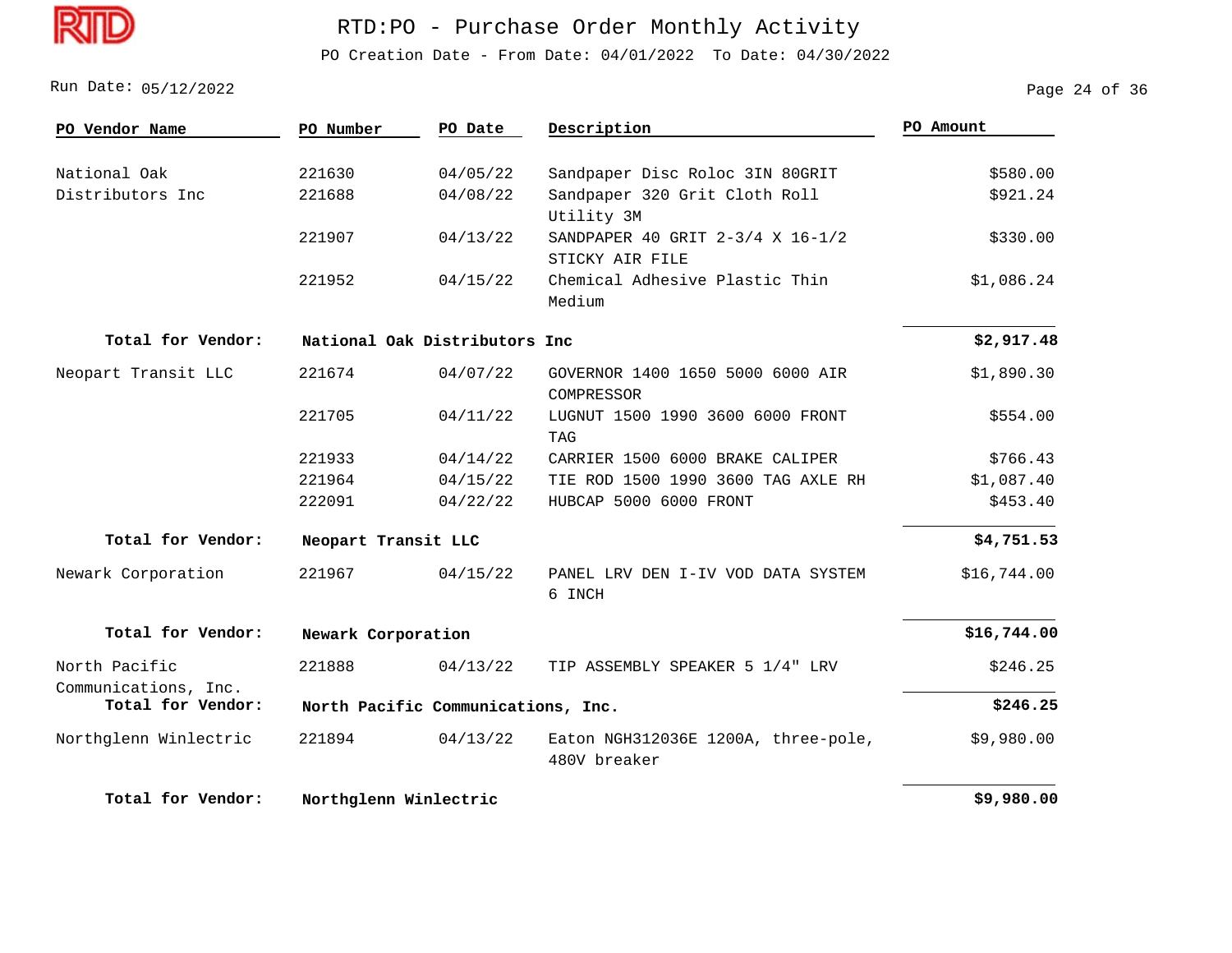# RTD:PO - Purchase Order Monthly Activity

PO Creation Date - From Date: 04/01/2022 To Date: 04/30/2022

Run Date: 05/12/2022

| PO Vendor Name | PO Number | PO Date | Description | PO Amount |
|---|---|---|---|---|
| National Oak Distributors Inc | 221630 | 04/05/22 | Sandpaper Disc Roloc 3IN 80GRIT | $580.00 |
| | 221688 | 04/08/22 | Sandpaper 320 Grit Cloth Roll Utility 3M | $921.24 |
| | 221907 | 04/13/22 | SANDPAPER 40 GRIT 2-3/4 X 16-1/2 STICKY AIR FILE | $330.00 |
| | 221952 | 04/15/22 | Chemical Adhesive Plastic Thin Medium | $1,086.24 |
| **Total for Vendor:** | **National Oak Distributors Inc** | | | **$2,917.48** |
| Neopart Transit LLC | 221674 | 04/07/22 | GOVERNOR 1400 1650 5000 6000 AIR COMPRESSOR | $1,890.30 |
| | 221705 | 04/11/22 | LUGNUT 1500 1990 3600 6000 FRONT TAG | $554.00 |
| | 221933 | 04/14/22 | CARRIER 1500 6000 BRAKE CALIPER | $766.43 |
| | 221964 | 04/15/22 | TIE ROD 1500 1990 3600 TAG AXLE RH | $1,087.40 |
| | 222091 | 04/22/22 | HUBCAP 5000 6000 FRONT | $453.40 |
| **Total for Vendor:** | **Neopart Transit LLC** | | | **$4,751.53** |
| Newark Corporation | 221967 | 04/15/22 | PANEL LRV DEN I-IV VOD DATA SYSTEM 6 INCH | $16,744.00 |
| **Total for Vendor:** | **Newark Corporation** | | | **$16,744.00** |
| North Pacific Communications, Inc. | 221888 | 04/13/22 | TIP ASSEMBLY SPEAKER 5 1/4" LRV | $246.25 |
| **Total for Vendor:** | **North Pacific Communications, Inc.** | | | **$246.25** |
| Northglenn Winlectric | 221894 | 04/13/22 | Eaton NGH312036E 1200A, three-pole, 480V breaker | $9,980.00 |
| **Total for Vendor:** | **Northglenn Winlectric** | | | **$9,980.00** |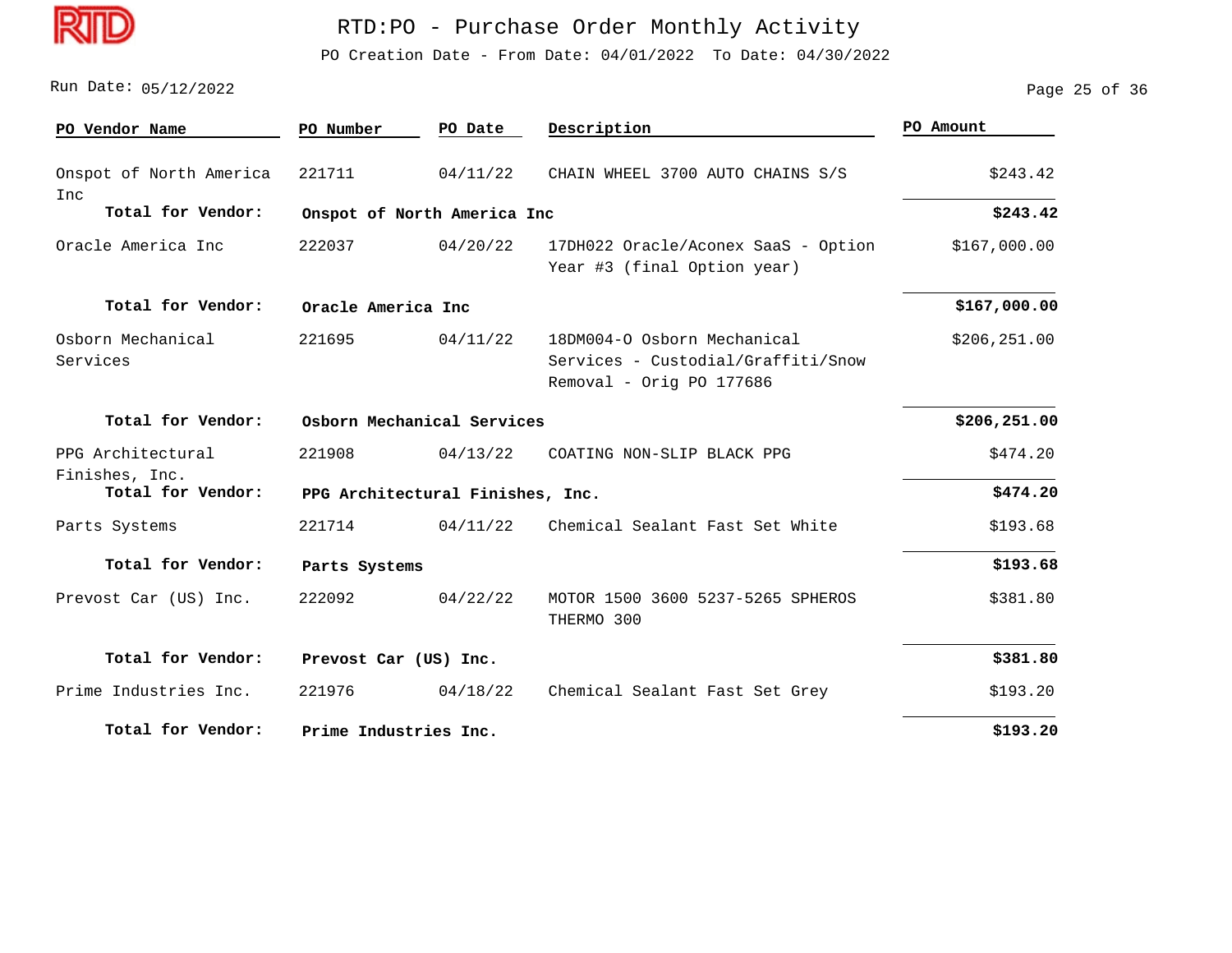# RTD:PO - Purchase Order Monthly Activity

PO Creation Date - From Date: 04/01/2022 To Date: 04/30/2022

Run Date: 05/12/2022

| PO Vendor Name | PO Number | PO Date | Description | PO Amount |
|---|---|---|---|---|
| Onspot of North America Inc | 221711 | 04/11/22 | CHAIN WHEEL 3700 AUTO CHAINS S/S | $243.42 |
| **Total for Vendor:** | **Onspot of North America Inc** | | | **$243.42** |
| Oracle America Inc | 222037 | 04/20/22 | 17DH022 Oracle/Aconex SaaS - Option Year #3 (final Option year) | $167,000.00 |
| **Total for Vendor:** | **Oracle America Inc** | | | **$167,000.00** |
| Osborn Mechanical Services | 221695 | 04/11/22 | 18DM004-O Osborn Mechanical Services - Custodial/Graffiti/Snow Removal - Orig PO 177686 | $206,251.00 |
| **Total for Vendor:** | **Osborn Mechanical Services** | | | **$206,251.00** |
| PPG Architectural Finishes, Inc. | 221908 | 04/13/22 | COATING NON-SLIP BLACK PPG | $474.20 |
| **Total for Vendor:** | **PPG Architectural Finishes, Inc.** | | | **$474.20** |
| Parts Systems | 221714 | 04/11/22 | Chemical Sealant Fast Set White | $193.68 |
| **Total for Vendor:** | **Parts Systems** | | | **$193.68** |
| Prevost Car (US) Inc. | 222092 | 04/22/22 | MOTOR 1500 3600 5237-5265 SPHEROS THERMO 300 | $381.80 |
| **Total for Vendor:** | **Prevost Car (US) Inc.** | | | **$381.80** |
| Prime Industries Inc. | 221976 | 04/18/22 | Chemical Sealant Fast Set Grey | $193.20 |
| **Total for Vendor:** | **Prime Industries Inc.** | | | **$193.20** |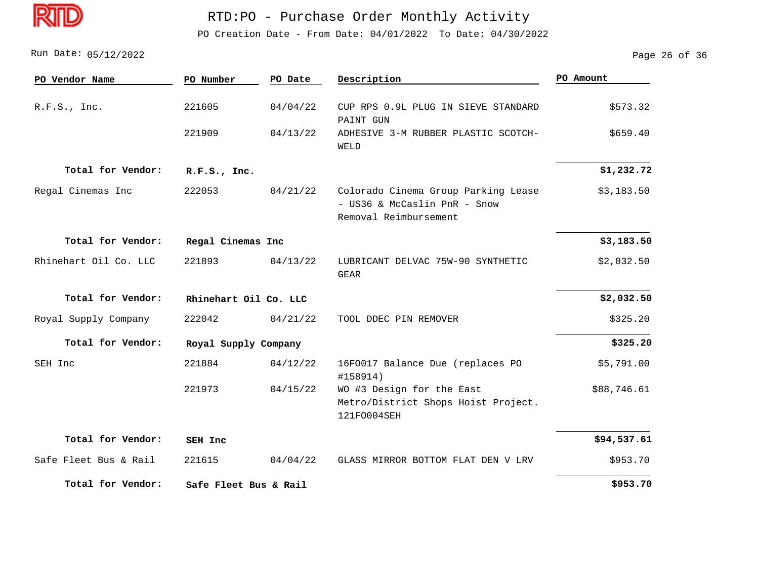# RTD:PO - Purchase Order Monthly Activity

PO Creation Date - From Date: 04/01/2022 To Date: 04/30/2022

Run Date: 05/12/2022

| PO Vendor Name | PO Number | PO Date | Description | PO Amount |
|---|---|---|---|---|
| R.F.S., Inc. | 221605 | 04/04/22 | CUP RPS 0.9L PLUG IN SIEVE STANDARD PAINT GUN | $573.32 |
| | 221909 | 04/13/22 | ADHESIVE 3-M RUBBER PLASTIC SCOTCH-WELD | $659.40 |
| **Total for Vendor:** | **R.F.S., Inc.** | | | **$1,232.72** |
| Regal Cinemas Inc | 222053 | 04/21/22 | Colorado Cinema Group Parking Lease - US36 & McCaslin PnR - Snow Removal Reimbursement | $3,183.50 |
| **Total for Vendor:** | **Regal Cinemas Inc** | | | **$3,183.50** |
| Rhinehart Oil Co. LLC | 221893 | 04/13/22 | LUBRICANT DELVAC 75W-90 SYNTHETIC GEAR | $2,032.50 |
| **Total for Vendor:** | **Rhinehart Oil Co. LLC** | | | **$2,032.50** |
| Royal Supply Company | 222042 | 04/21/22 | TOOL DDEC PIN REMOVER | $325.20 |
| **Total for Vendor:** | **Royal Supply Company** | | | **$325.20** |
| SEH Inc | 221884 | 04/12/22 | 16FO017 Balance Due (replaces PO #158914) | $5,791.00 |
| | 221973 | 04/15/22 | WO #3 Design for the East Metro/District Shops Hoist Project. 121FO004SEH | $88,746.61 |
| **Total for Vendor:** | **SEH Inc** | | | **$94,537.61** |
| Safe Fleet Bus & Rail | 221615 | 04/04/22 | GLASS MIRROR BOTTOM FLAT DEN V LRV | $953.70 |
| **Total for Vendor:** | **Safe Fleet Bus & Rail** | | | **$953.70** |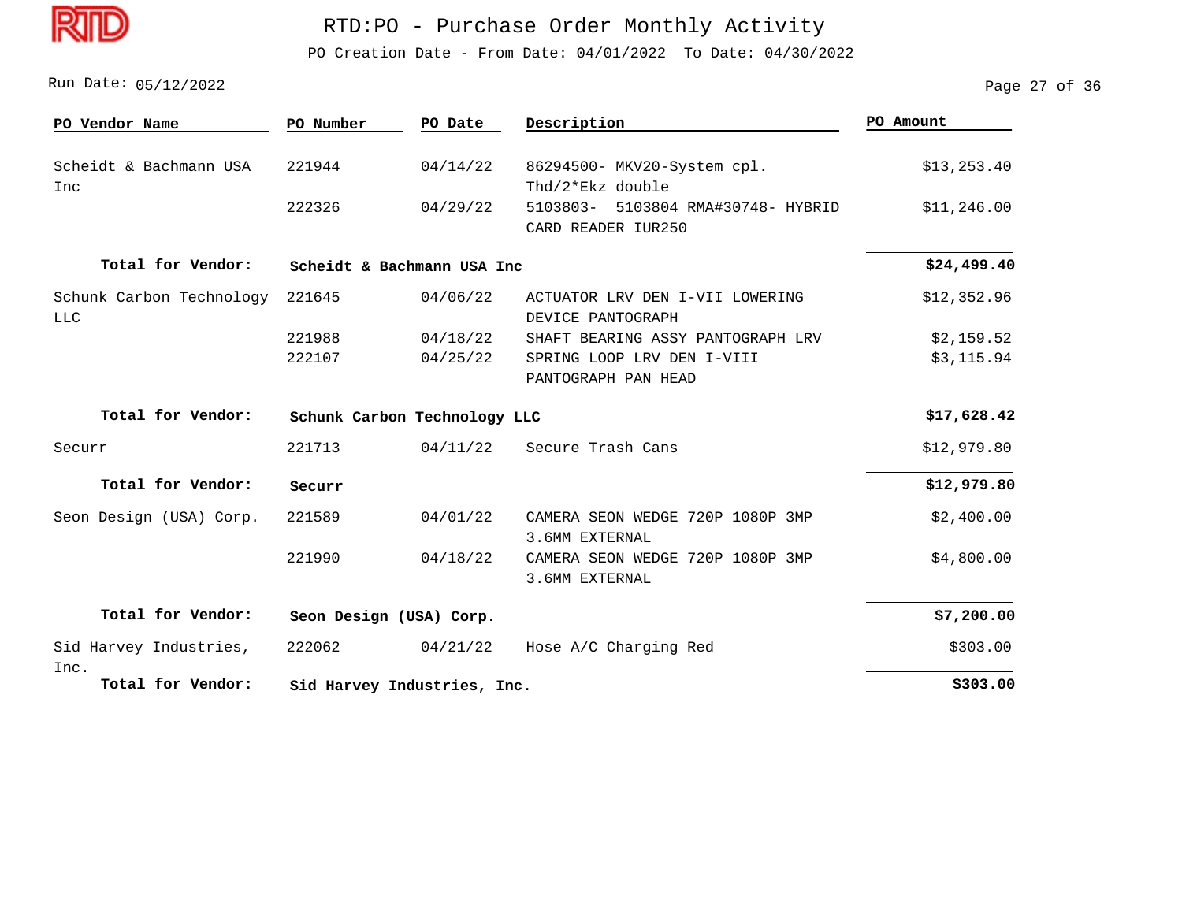# RTD:PO - Purchase Order Monthly Activity

PO Creation Date - From Date: 04/01/2022 To Date: 04/30/2022

Run Date: 05/12/2022

| PO Vendor Name | PO Number | PO Date | Description | PO Amount |
|---|---|---|---|---|
| Scheidt & Bachmann USA Inc | 221944 | 04/14/22 | 86294500- MKV20-System cpl. Thd/2*Ekz double | $13,253.40 |
| | 222326 | 04/29/22 | 5103803- 5103804 RMA#30748- HYBRID CARD READER IUR250 | $11,246.00 |
| **Total for Vendor:** | **Scheidt & Bachmann USA Inc** | | | **$24,499.40** |
| Schunk Carbon Technology LLC | 221645 | 04/06/22 | ACTUATOR LRV DEN I-VII LOWERING DEVICE PANTOGRAPH | $12,352.96 |
| | 221988 | 04/18/22 | SHAFT BEARING ASSY PANTOGRAPH LRV | $2,159.52 |
| | 222107 | 04/25/22 | SPRING LOOP LRV DEN I-VIII PANTOGRAPH PAN HEAD | $3,115.94 |
| **Total for Vendor:** | **Schunk Carbon Technology LLC** | | | **$17,628.42** |
| Securr | 221713 | 04/11/22 | Secure Trash Cans | $12,979.80 |
| **Total for Vendor:** | **Securr** | | | **$12,979.80** |
| Seon Design (USA) Corp. | 221589 | 04/01/22 | CAMERA SEON WEDGE 720P 1080P 3MP 3.6MM EXTERNAL | $2,400.00 |
| | 221990 | 04/18/22 | CAMERA SEON WEDGE 720P 1080P 3MP 3.6MM EXTERNAL | $4,800.00 |
| **Total for Vendor:** | **Seon Design (USA) Corp.** | | | **$7,200.00** |
| Sid Harvey Industries, Inc. | 222062 | 04/21/22 | Hose A/C Charging Red | $303.00 |
| **Total for Vendor:** | **Sid Harvey Industries, Inc.** | | | **$303.00** |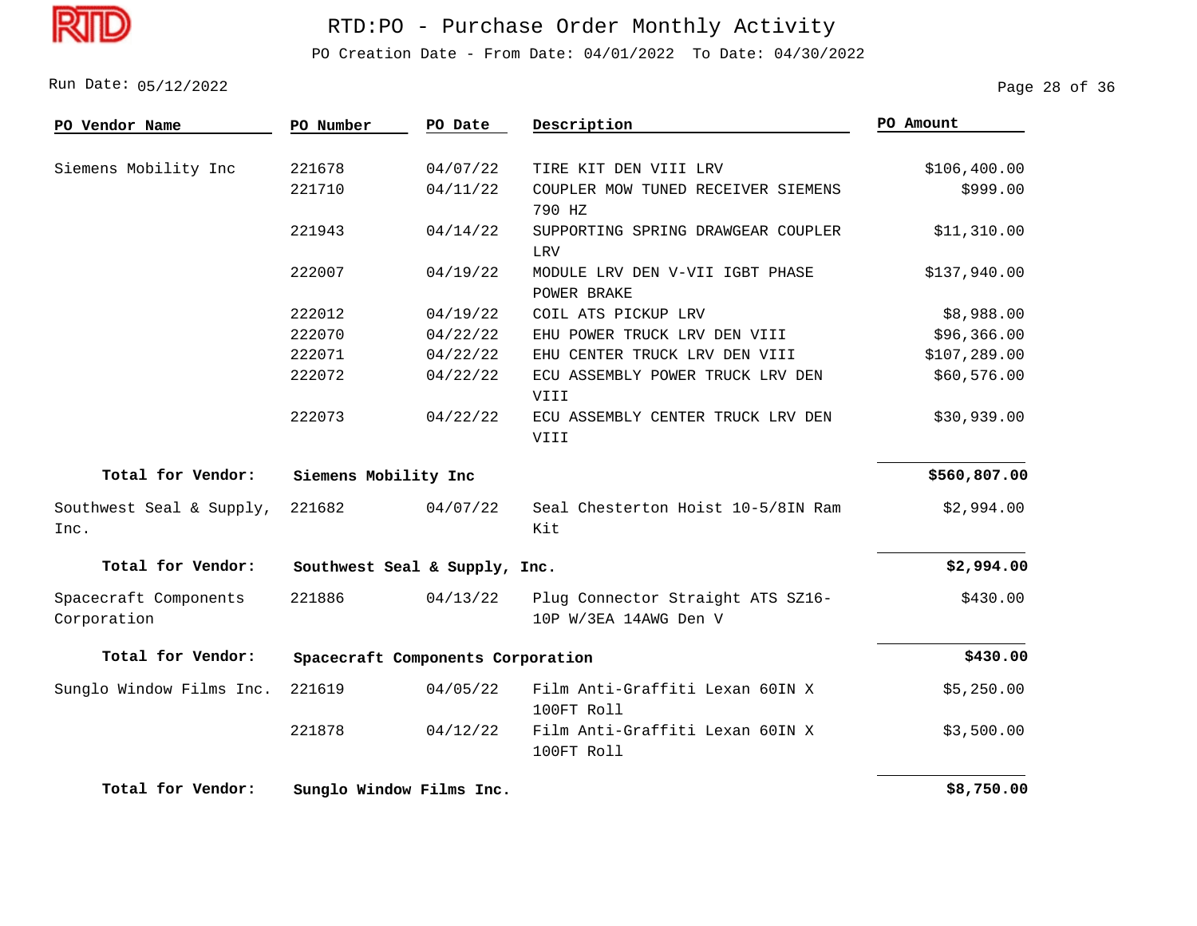# RTD:PO - Purchase Order Monthly Activity

PO Creation Date - From Date: 04/01/2022 To Date: 04/30/2022

Run Date: 05/12/2022

| PO Vendor Name | PO Number | PO Date | Description | PO Amount |
|---|---|---|---|---|
| Siemens Mobility Inc | 221678 | 04/07/22 | TIRE KIT DEN VIII LRV | $106,400.00 |
| | 221710 | 04/11/22 | COUPLER MOW TUNED RECEIVER SIEMENS 790 HZ | $999.00 |
| | 221943 | 04/14/22 | SUPPORTING SPRING DRAWGEAR COUPLER LRV | $11,310.00 |
| | 222007 | 04/19/22 | MODULE LRV DEN V-VII IGBT PHASE POWER BRAKE | $137,940.00 |
| | 222012 | 04/19/22 | COIL ATS PICKUP LRV | $8,988.00 |
| | 222070 | 04/22/22 | EHU POWER TRUCK LRV DEN VIII | $96,366.00 |
| | 222071 | 04/22/22 | EHU CENTER TRUCK LRV DEN VIII | $107,289.00 |
| | 222072 | 04/22/22 | ECU ASSEMBLY POWER TRUCK LRV DEN VIII | $60,576.00 |
| | 222073 | 04/22/22 | ECU ASSEMBLY CENTER TRUCK LRV DEN VIII | $30,939.00 |
| **Total for Vendor:** | **Siemens Mobility Inc** | | | **$560,807.00** |
| Southwest Seal & Supply, Inc. | 221682 | 04/07/22 | Seal Chesterton Hoist 10-5/8IN Ram Kit | $2,994.00 |
| **Total for Vendor:** | **Southwest Seal & Supply, Inc.** | | | **$2,994.00** |
| Spacecraft Components Corporation | 221886 | 04/13/22 | Plug Connector Straight ATS SZ16-10P W/3EA 14AWG Den V | $430.00 |
| **Total for Vendor:** | **Spacecraft Components Corporation** | | | **$430.00** |
| Sunglo Window Films Inc. | 221619 | 04/05/22 | Film Anti-Graffiti Lexan 60IN X 100FT Roll | $5,250.00 |
| | 221878 | 04/12/22 | Film Anti-Graffiti Lexan 60IN X 100FT Roll | $3,500.00 |
| **Total for Vendor:** | **Sunglo Window Films Inc.** | | | **$8,750.00** |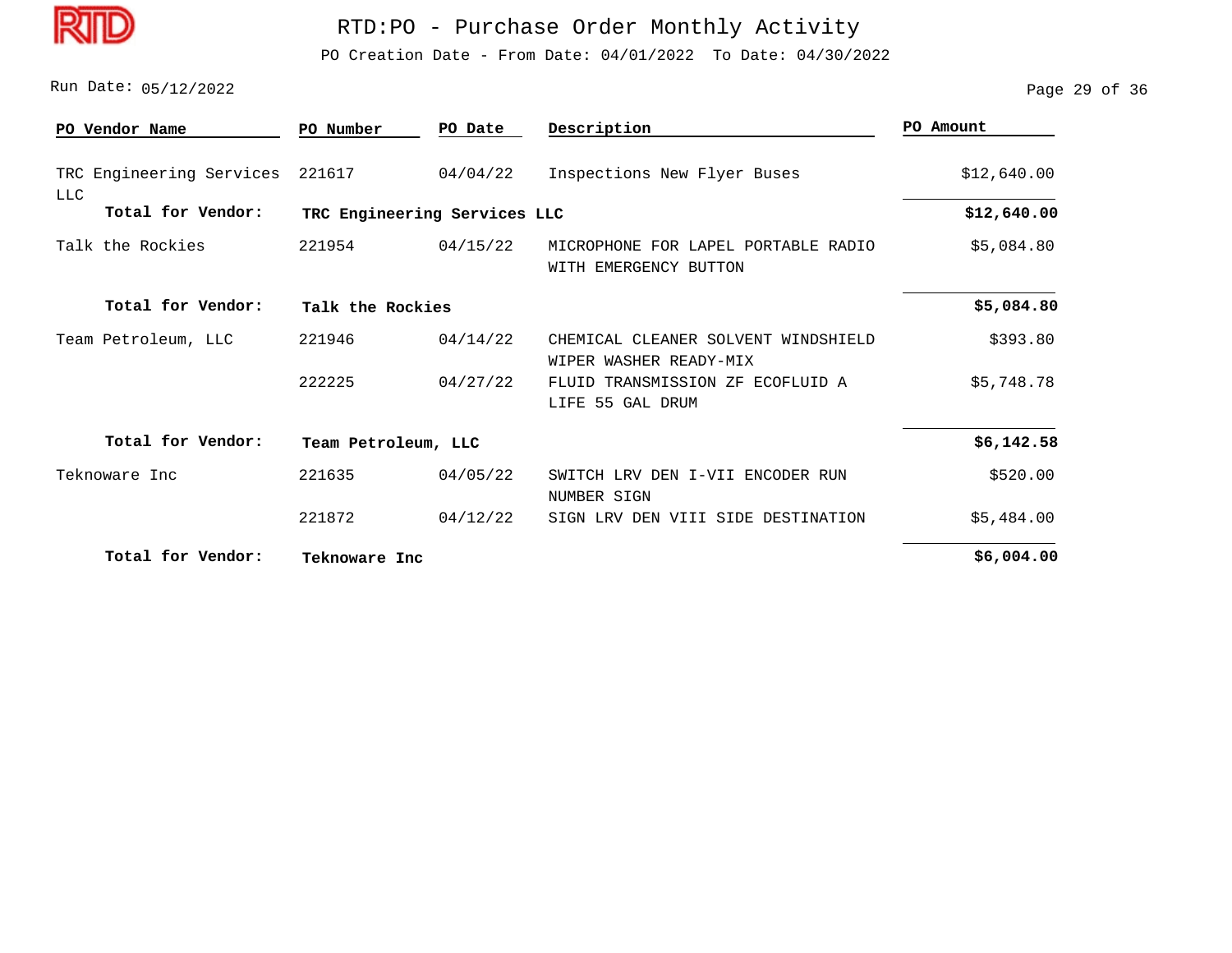# RTD:PO - Purchase Order Monthly Activity

PO Creation Date - From Date: 04/01/2022 To Date: 04/30/2022

Run Date: 05/12/2022

| PO Vendor Name | PO Number | PO Date | Description | PO Amount |
|---|---|---|---|---|
| TRC Engineering Services LLC | 221617 | 04/04/22 | Inspections New Flyer Buses | $12,640.00 |
| **Total for Vendor:** | **TRC Engineering Services LLC** | | | **$12,640.00** |
| Talk the Rockies | 221954 | 04/15/22 | MICROPHONE FOR LAPEL PORTABLE RADIO WITH EMERGENCY BUTTON | $5,084.80 |
| **Total for Vendor:** | **Talk the Rockies** | | | **$5,084.80** |
| Team Petroleum, LLC | 221946 | 04/14/22 | CHEMICAL CLEANER SOLVENT WINDSHIELD WIPER WASHER READY-MIX | $393.80 |
| | 222225 | 04/27/22 | FLUID TRANSMISSION ZF ECOFLUID A LIFE 55 GAL DRUM | $5,748.78 |
| **Total for Vendor:** | **Team Petroleum, LLC** | | | **$6,142.58** |
| Teknoware Inc | 221635 | 04/05/22 | SWITCH LRV DEN I-VII ENCODER RUN NUMBER SIGN | $520.00 |
| | 221872 | 04/12/22 | SIGN LRV DEN VIII SIDE DESTINATION | $5,484.00 |
| **Total for Vendor:** | **Teknoware Inc** | | | **$6,004.00** |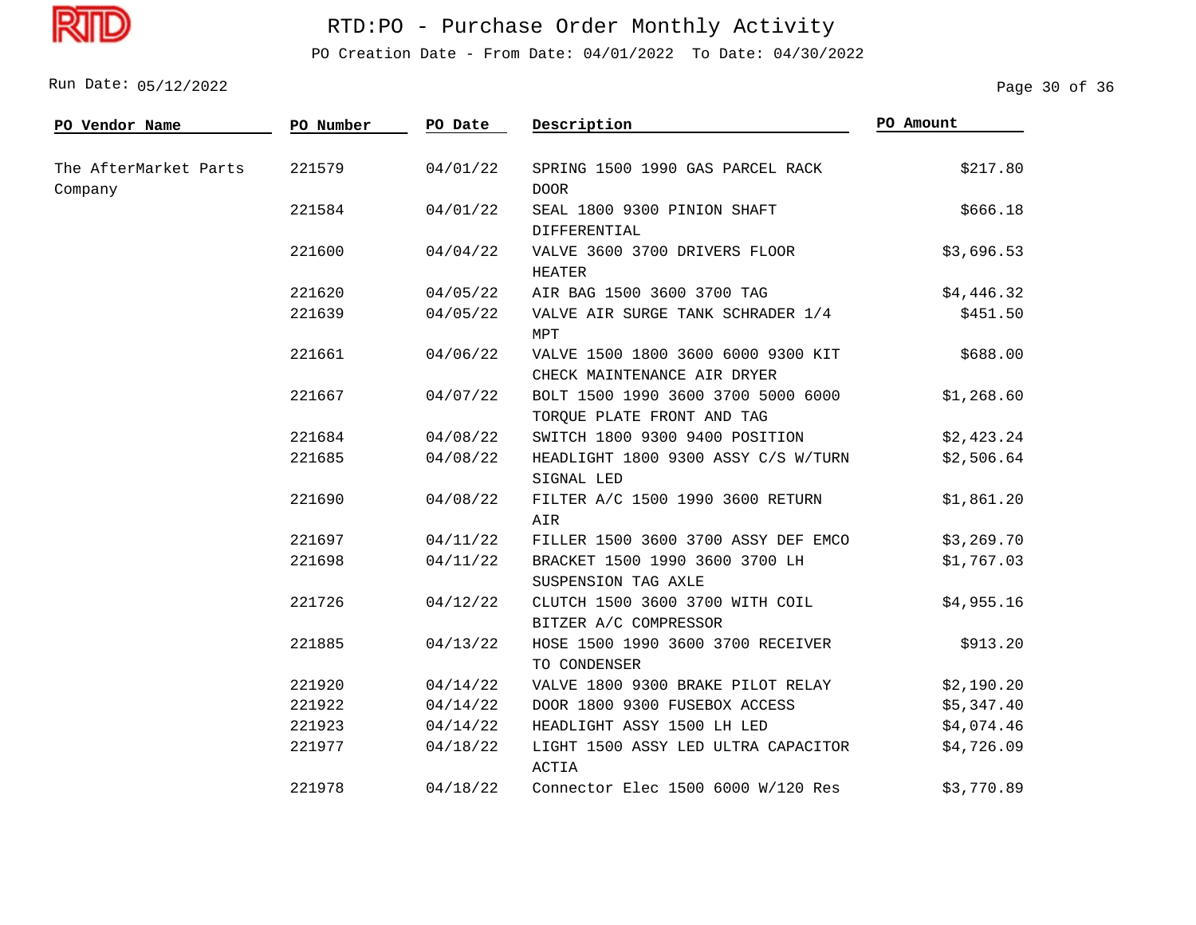# RTD:PO - Purchase Order Monthly Activity

PO Creation Date - From Date: 04/01/2022 To Date: 04/30/2022

Run Date: 05/12/2022

| PO Vendor Name | PO Number | PO Date | Description | PO Amount |
|---|---|---|---|---|
| The AfterMarket Parts Company | 221579 | 04/01/22 | SPRING 1500 1990 GAS PARCEL RACK DOOR | $217.80 |
| | 221584 | 04/01/22 | SEAL 1800 9300 PINION SHAFT DIFFERENTIAL | $666.18 |
| | 221600 | 04/04/22 | VALVE 3600 3700 DRIVERS FLOOR HEATER | $3,696.53 |
| | 221620 | 04/05/22 | AIR BAG 1500 3600 3700 TAG | $4,446.32 |
| | 221639 | 04/05/22 | VALVE AIR SURGE TANK SCHRADER 1/4 MPT | $451.50 |
| | 221661 | 04/06/22 | VALVE 1500 1800 3600 6000 9300 KIT CHECK MAINTENANCE AIR DRYER | $688.00 |
| | 221667 | 04/07/22 | BOLT 1500 1990 3600 3700 5000 6000 TORQUE PLATE FRONT AND TAG | $1,268.60 |
| | 221684 | 04/08/22 | SWITCH 1800 9300 9400 POSITION | $2,423.24 |
| | 221685 | 04/08/22 | HEADLIGHT 1800 9300 ASSY C/S W/TURN SIGNAL LED | $2,506.64 |
| | 221690 | 04/08/22 | FILTER A/C 1500 1990 3600 RETURN AIR | $1,861.20 |
| | 221697 | 04/11/22 | FILLER 1500 3600 3700 ASSY DEF EMCO | $3,269.70 |
| | 221698 | 04/11/22 | BRACKET 1500 1990 3600 3700 LH SUSPENSION TAG AXLE | $1,767.03 |
| | 221726 | 04/12/22 | CLUTCH 1500 3600 3700 WITH COIL BITZER A/C COMPRESSOR | $4,955.16 |
| | 221885 | 04/13/22 | HOSE 1500 1990 3600 3700 RECEIVER TO CONDENSER | $913.20 |
| | 221920 | 04/14/22 | VALVE 1800 9300 BRAKE PILOT RELAY | $2,190.20 |
| | 221922 | 04/14/22 | DOOR 1800 9300 FUSEBOX ACCESS | $5,347.40 |
| | 221923 | 04/14/22 | HEADLIGHT ASSY 1500 LH LED | $4,074.46 |
| | 221977 | 04/18/22 | LIGHT 1500 ASSY LED ULTRA CAPACITOR ACTIA | $4,726.09 |
| | 221978 | 04/18/22 | Connector Elec 1500 6000 W/120 Res | $3,770.89 |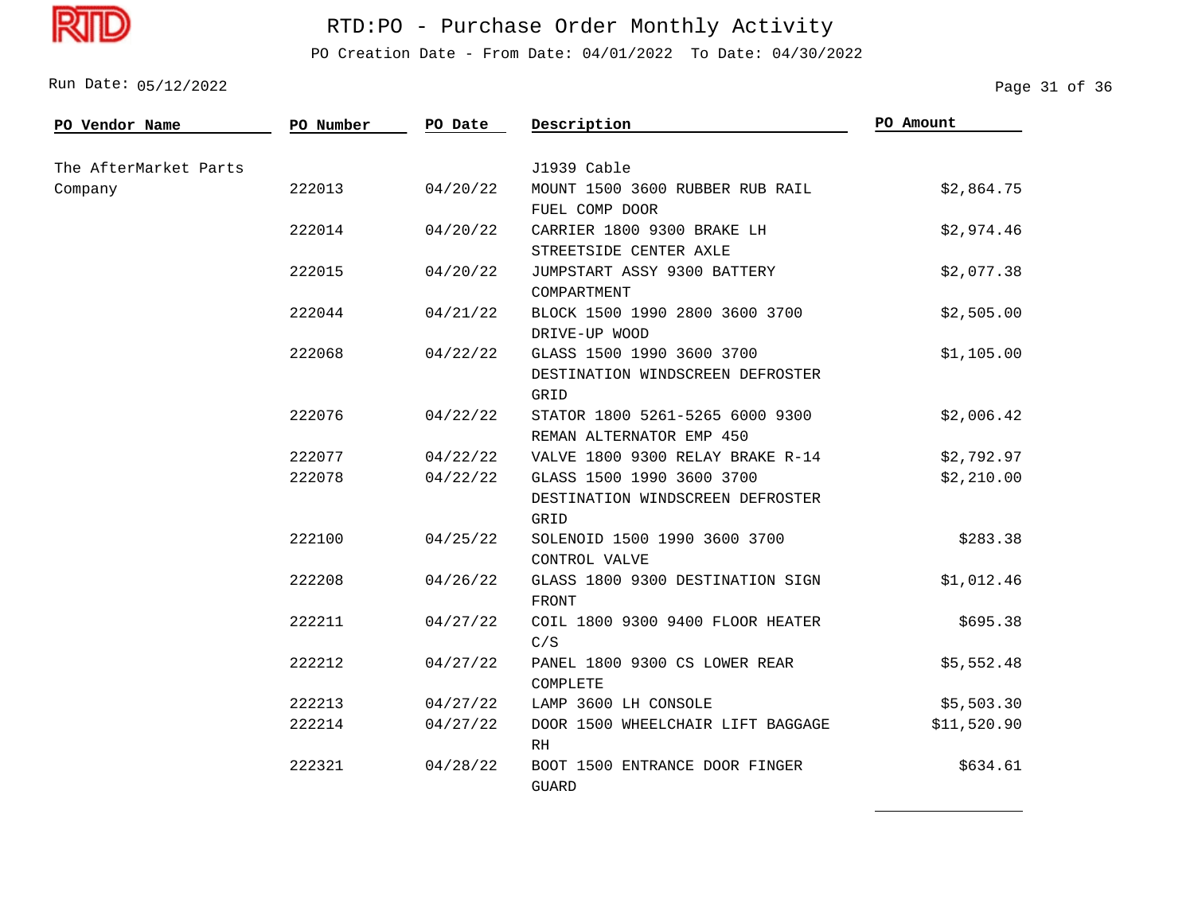# RTD:PO - Purchase Order Monthly Activity

PO Creation Date - From Date: 04/01/2022 To Date: 04/30/2022

Run Date: 05/12/2022

| PO Vendor Name | PO Number | PO Date | Description | PO Amount |
|---|---|---|---|---|
| The AfterMarket Parts Company | | | J1939 Cable | |
| | 222013 | 04/20/22 | MOUNT 1500 3600 RUBBER RUB RAIL FUEL COMP DOOR | $2,864.75 |
| | 222014 | 04/20/22 | CARRIER 1800 9300 BRAKE LH STREETSIDE CENTER AXLE | $2,974.46 |
| | 222015 | 04/20/22 | JUMPSTART ASSY 9300 BATTERY COMPARTMENT | $2,077.38 |
| | 222044 | 04/21/22 | BLOCK 1500 1990 2800 3600 3700 DRIVE-UP WOOD | $2,505.00 |
| | 222068 | 04/22/22 | GLASS 1500 1990 3600 3700 DESTINATION WINDSCREEN DEFROSTER GRID | $1,105.00 |
| | 222076 | 04/22/22 | STATOR 1800 5261-5265 6000 9300 REMAN ALTERNATOR EMP 450 | $2,006.42 |
| | 222077 | 04/22/22 | VALVE 1800 9300 RELAY BRAKE R-14 | $2,792.97 |
| | 222078 | 04/22/22 | GLASS 1500 1990 3600 3700 DESTINATION WINDSCREEN DEFROSTER GRID | $2,210.00 |
| | 222100 | 04/25/22 | SOLENOID 1500 1990 3600 3700 CONTROL VALVE | $283.38 |
| | 222208 | 04/26/22 | GLASS 1800 9300 DESTINATION SIGN FRONT | $1,012.46 |
| | 222211 | 04/27/22 | COIL 1800 9300 9400 FLOOR HEATER C/S | $695.38 |
| | 222212 | 04/27/22 | PANEL 1800 9300 CS LOWER REAR COMPLETE | $5,552.48 |
| | 222213 | 04/27/22 | LAMP 3600 LH CONSOLE | $5,503.30 |
| | 222214 | 04/27/22 | DOOR 1500 WHEELCHAIR LIFT BAGGAGE RH | $11,520.90 |
| | 222321 | 04/28/22 | BOOT 1500 ENTRANCE DOOR FINGER GUARD | $634.61 |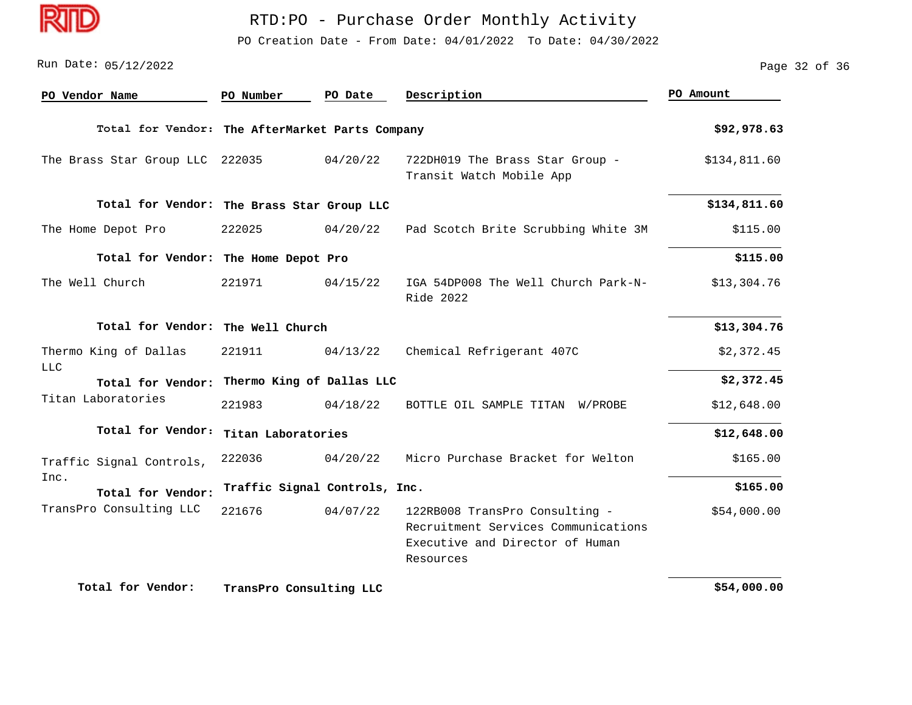# RTD:PO - Purchase Order Monthly Activity

PO Creation Date - From Date: 04/01/2022 To Date: 04/30/2022

Run Date: 05/12/2022

| PO Vendor Name | PO Number | PO Date | Description | PO Amount |
|---|---|---|---|---|
| **Total for Vendor:** | **The AfterMarket Parts Company** | | | **$92,978.63** |
| The Brass Star Group LLC | 222035 | 04/20/22 | 722DH019 The Brass Star Group - Transit Watch Mobile App | $134,811.60 |
| **Total for Vendor:** | **The Brass Star Group LLC** | | | **$134,811.60** |
| The Home Depot Pro | 222025 | 04/20/22 | Pad Scotch Brite Scrubbing White 3M | $115.00 |
| **Total for Vendor:** | **The Home Depot Pro** | | | **$115.00** |
| The Well Church | 221971 | 04/15/22 | IGA 54DP008 The Well Church Park-N-Ride 2022 | $13,304.76 |
| **Total for Vendor:** | **The Well Church** | | | **$13,304.76** |
| Thermo King of Dallas LLC | 221911 | 04/13/22 | Chemical Refrigerant 407C | $2,372.45 |
| **Total for Vendor:** | **Thermo King of Dallas LLC** | | | **$2,372.45** |
| Titan Laboratories | 221983 | 04/18/22 | BOTTLE OIL SAMPLE TITAN W/PROBE | $12,648.00 |
| **Total for Vendor:** | **Titan Laboratories** | | | **$12,648.00** |
| Traffic Signal Controls, Inc. | 222036 | 04/20/22 | Micro Purchase Bracket for Welton | $165.00 |
| **Total for Vendor:** | **Traffic Signal Controls, Inc.** | | | **$165.00** |
| TransPro Consulting LLC | 221676 | 04/07/22 | 122RB008 TransPro Consulting - Recruitment Services Communications Executive and Director of Human Resources | $54,000.00 |
| **Total for Vendor:** | **TransPro Consulting LLC** | | | **$54,000.00** |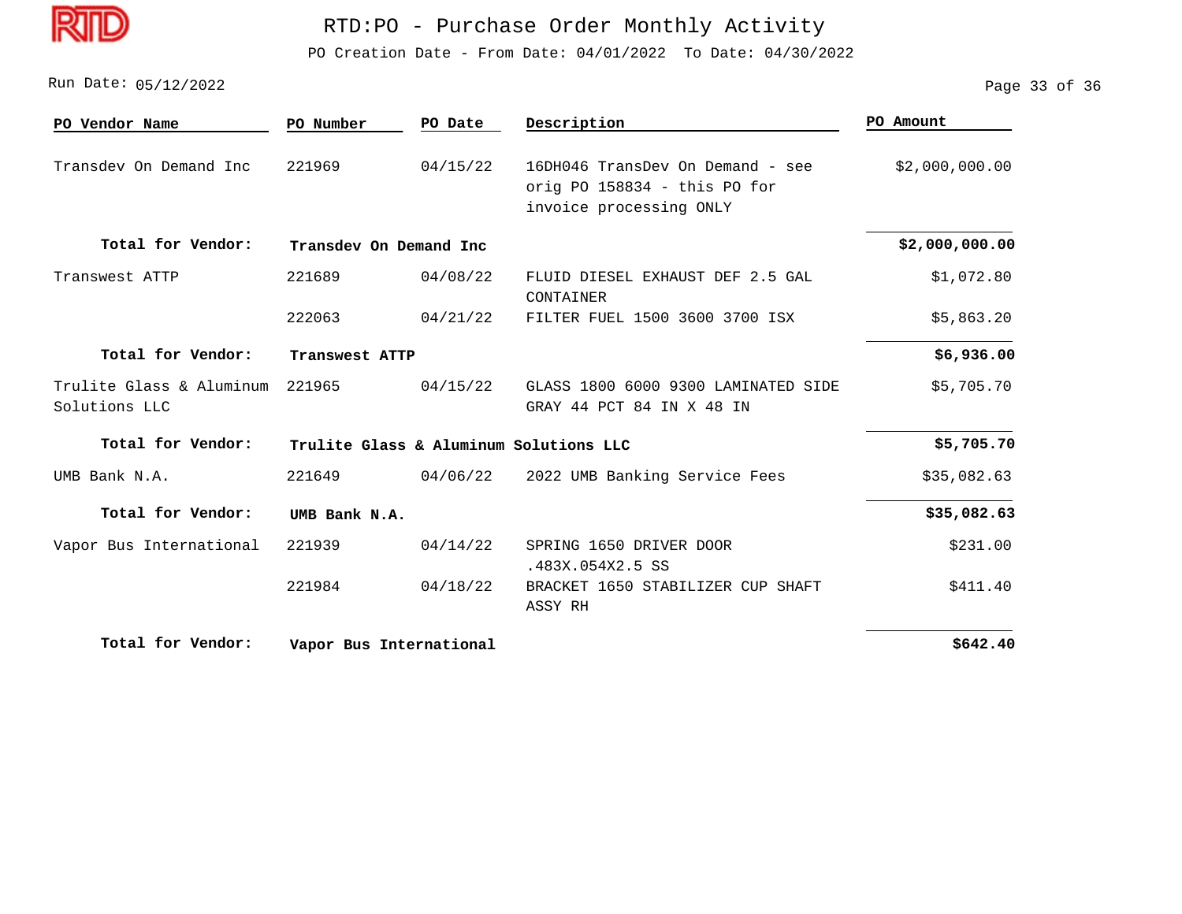# RTD:PO - Purchase Order Monthly Activity

PO Creation Date - From Date: 04/01/2022 To Date: 04/30/2022

Run Date: 05/12/2022

| PO Vendor Name | PO Number | PO Date | Description | PO Amount |
|---|---|---|---|---|
| Transdev On Demand Inc | 221969 | 04/15/22 | 16DH046 TransDev On Demand - see orig PO 158834 - this PO for invoice processing ONLY | $2,000,000.00 |
| **Total for Vendor:** | **Transdev On Demand Inc** | | | **$2,000,000.00** |
| Transwest ATTP | 221689 | 04/08/22 | FLUID DIESEL EXHAUST DEF 2.5 GAL CONTAINER | $1,072.80 |
| | 222063 | 04/21/22 | FILTER FUEL 1500 3600 3700 ISX | $5,863.20 |
| **Total for Vendor:** | **Transwest ATTP** | | | **$6,936.00** |
| Trulite Glass & Aluminum Solutions LLC | 221965 | 04/15/22 | GLASS 1800 6000 9300 LAMINATED SIDE GRAY 44 PCT 84 IN X 48 IN | $5,705.70 |
| **Total for Vendor:** | **Trulite Glass & Aluminum Solutions LLC** | | | **$5,705.70** |
| UMB Bank N.A. | 221649 | 04/06/22 | 2022 UMB Banking Service Fees | $35,082.63 |
| **Total for Vendor:** | **UMB Bank N.A.** | | | **$35,082.63** |
| Vapor Bus International | 221939 | 04/14/22 | SPRING 1650 DRIVER DOOR .483X.054X2.5 SS | $231.00 |
| | 221984 | 04/18/22 | BRACKET 1650 STABILIZER CUP SHAFT ASSY RH | $411.40 |
| **Total for Vendor:** | **Vapor Bus International** | | | **$642.40** |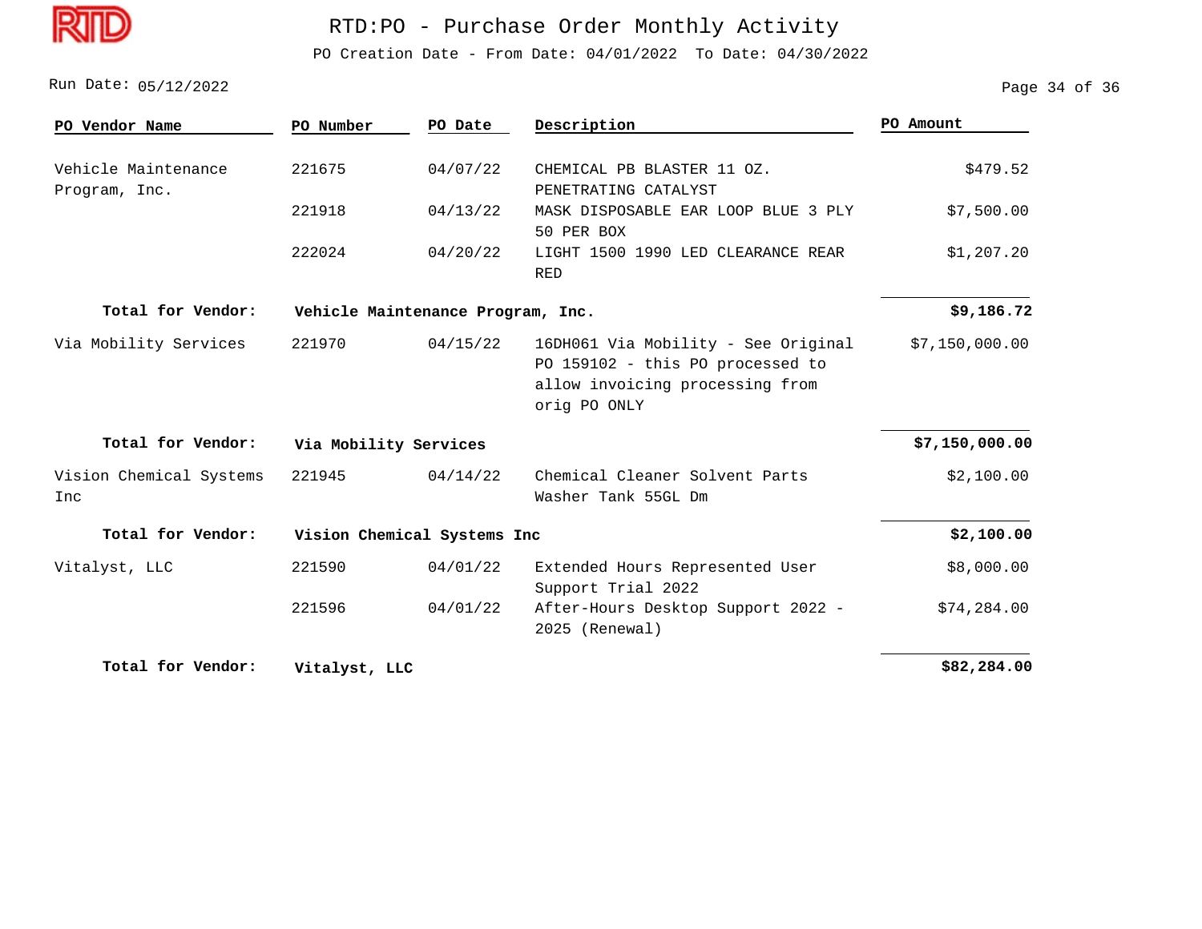# RTD:PO - Purchase Order Monthly Activity

PO Creation Date - From Date: 04/01/2022 To Date: 04/30/2022

Run Date: 05/12/2022

| PO Vendor Name | PO Number | PO Date | Description | PO Amount |
|---|---|---|---|---|
| Vehicle Maintenance Program, Inc. | 221675 | 04/07/22 | CHEMICAL PB BLASTER 11 OZ. PENETRATING CATALYST | $479.52 |
| | 221918 | 04/13/22 | MASK DISPOSABLE EAR LOOP BLUE 3 PLY 50 PER BOX | $7,500.00 |
| | 222024 | 04/20/22 | LIGHT 1500 1990 LED CLEARANCE REAR RED | $1,207.20 |
| **Total for Vendor:** | **Vehicle Maintenance Program, Inc.** | | | **$9,186.72** |
| Via Mobility Services | 221970 | 04/15/22 | 16DH061 Via Mobility - See Original PO 159102 - this PO processed to allow invoicing processing from orig PO ONLY | $7,150,000.00 |
| **Total for Vendor:** | **Via Mobility Services** | | | **$7,150,000.00** |
| Vision Chemical Systems Inc | 221945 | 04/14/22 | Chemical Cleaner Solvent Parts Washer Tank 55GL Dm | $2,100.00 |
| **Total for Vendor:** | **Vision Chemical Systems Inc** | | | **$2,100.00** |
| Vitalyst, LLC | 221590 | 04/01/22 | Extended Hours Represented User Support Trial 2022 | $8,000.00 |
| | 221596 | 04/01/22 | After-Hours Desktop Support 2022 - 2025 (Renewal) | $74,284.00 |
| **Total for Vendor:** | **Vitalyst, LLC** | | | **$82,284.00** |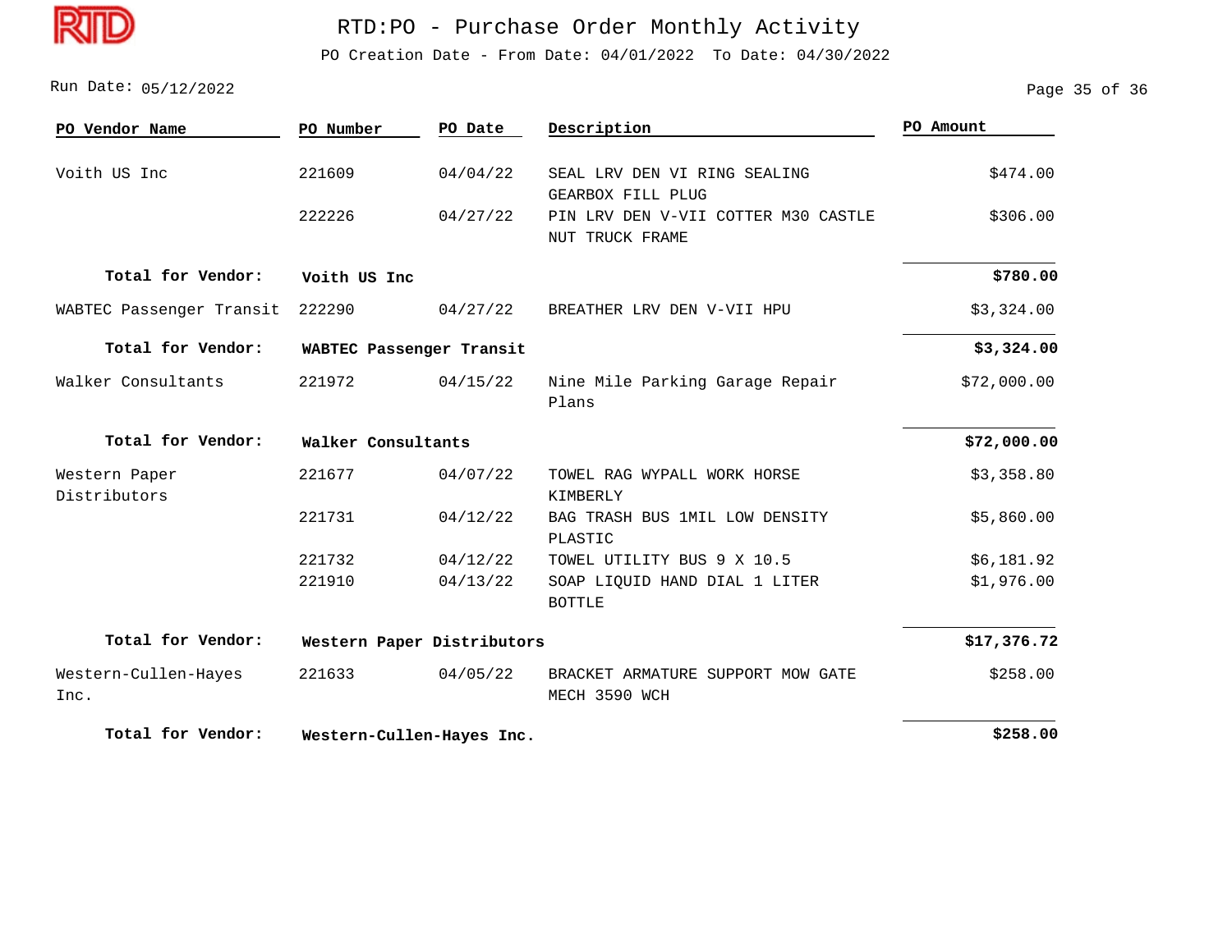# RTD:PO - Purchase Order Monthly Activity

PO Creation Date - From Date: 04/01/2022 To Date: 04/30/2022

Run Date: 05/12/2022

| PO Vendor Name | PO Number | PO Date | Description | PO Amount |
|---|---|---|---|---|
| Voith US Inc | 221609 | 04/04/22 | SEAL LRV DEN VI RING SEALING GEARBOX FILL PLUG | $474.00 |
| | 222226 | 04/27/22 | PIN LRV DEN V-VII COTTER M30 CASTLE NUT TRUCK FRAME | $306.00 |
| **Total for Vendor:** | **Voith US Inc** | | | **$780.00** |
| WABTEC Passenger Transit | 222290 | 04/27/22 | BREATHER LRV DEN V-VII HPU | $3,324.00 |
| **Total for Vendor:** | **WABTEC Passenger Transit** | | | **$3,324.00** |
| Walker Consultants | 221972 | 04/15/22 | Nine Mile Parking Garage Repair Plans | $72,000.00 |
| **Total for Vendor:** | **Walker Consultants** | | | **$72,000.00** |
| Western Paper Distributors | 221677 | 04/07/22 | TOWEL RAG WYPALL WORK HORSE KIMBERLY | $3,358.80 |
| | 221731 | 04/12/22 | BAG TRASH BUS 1MIL LOW DENSITY PLASTIC | $5,860.00 |
| | 221732 | 04/12/22 | TOWEL UTILITY BUS 9 X 10.5 | $6,181.92 |
| | 221910 | 04/13/22 | SOAP LIQUID HAND DIAL 1 LITER BOTTLE | $1,976.00 |
| **Total for Vendor:** | **Western Paper Distributors** | | | **$17,376.72** |
| Western-Cullen-Hayes Inc. | 221633 | 04/05/22 | BRACKET ARMATURE SUPPORT MOW GATE MECH 3590 WCH | $258.00 |
| **Total for Vendor:** | **Western-Cullen-Hayes Inc.** | | | **$258.00** |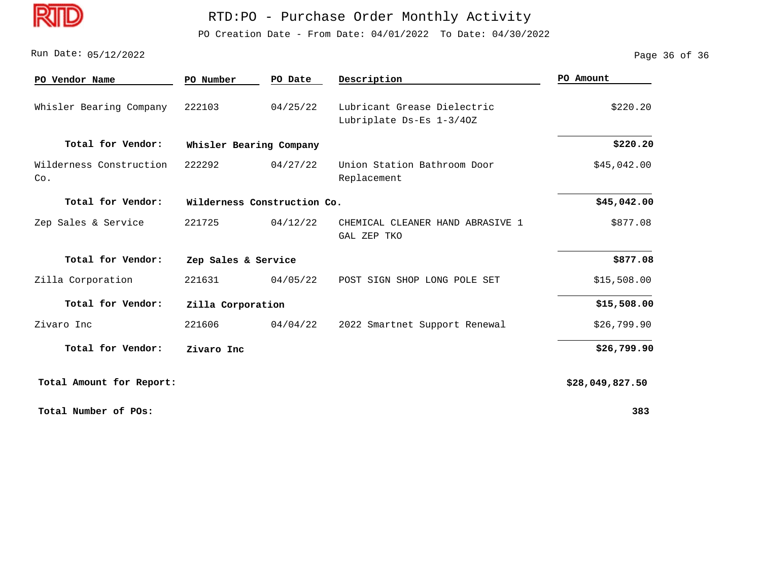# RTD:PO - Purchase Order Monthly Activity

PO Creation Date - From Date: 04/01/2022 To Date: 04/30/2022

Run Date: 05/12/2022

| PO Vendor Name | PO Number | PO Date | Description | PO Amount |
|---|---|---|---|---|
| Whisler Bearing Company | 222103 | 04/25/22 | Lubricant Grease Dielectric Lubriplate Ds-Es 1-3/4OZ | $220.20 |
| **Total for Vendor:** | **Whisler Bearing Company** | | | **$220.20** |
| Wilderness Construction Co. | 222292 | 04/27/22 | Union Station Bathroom Door Replacement | $45,042.00 |
| **Total for Vendor:** | **Wilderness Construction Co.** | | | **$45,042.00** |
| Zep Sales & Service | 221725 | 04/12/22 | CHEMICAL CLEANER HAND ABRASIVE 1 GAL ZEP TKO | $877.08 |
| **Total for Vendor:** | **Zep Sales & Service** | | | **$877.08** |
| Zilla Corporation | 221631 | 04/05/22 | POST SIGN SHOP LONG POLE SET | $15,508.00 |
| **Total for Vendor:** | **Zilla Corporation** | | | **$15,508.00** |
| Zivaro Inc | 221606 | 04/04/22 | 2022 Smartnet Support Renewal | $26,799.90 |
| **Total for Vendor:** | **Zivaro Inc** | | | **$26,799.90** |

**Total Amount for Report:** **$28,049,827.50**

**Total Number of POs:** **383**